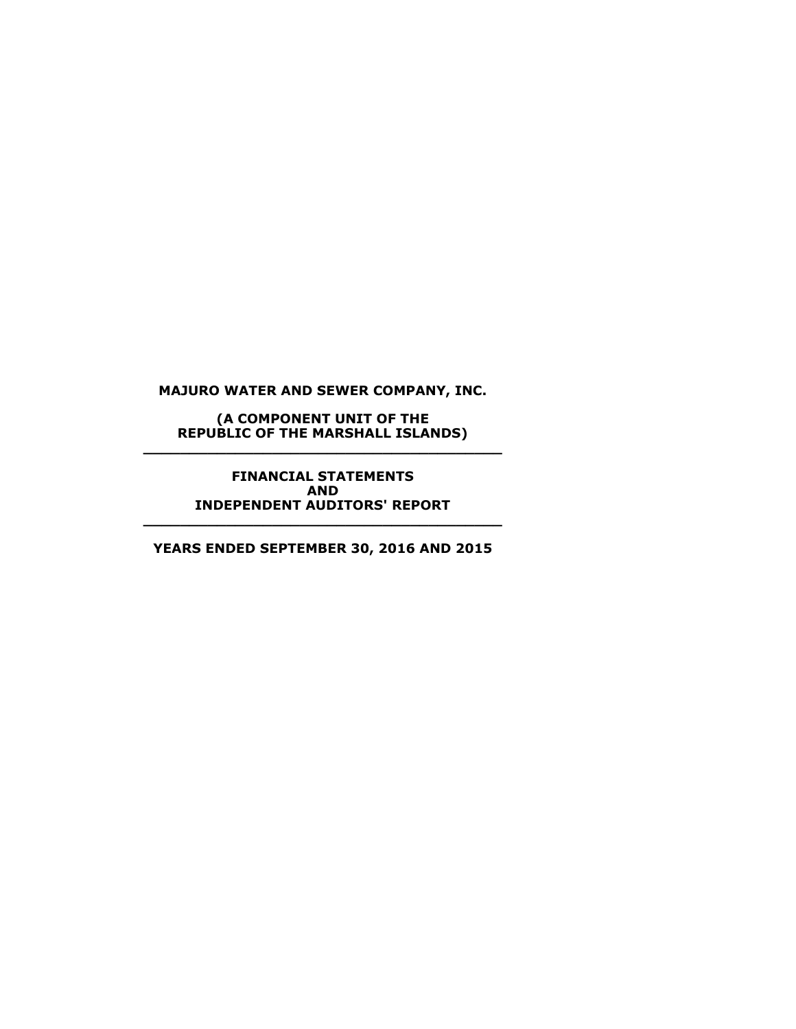# MAJURO WATER AND SEWER COMPANY, INC.

**(A COMPONENT UNIT OF THE REPUBLIC OF THE MARSHALL ISLANDS)**

---

**FINANCIAL STATEMENTS AND INDEPENDENT AUDITORS' REPORT**

---

**YEARS ENDED SEPTEMBER 30, 2016 AND 2015**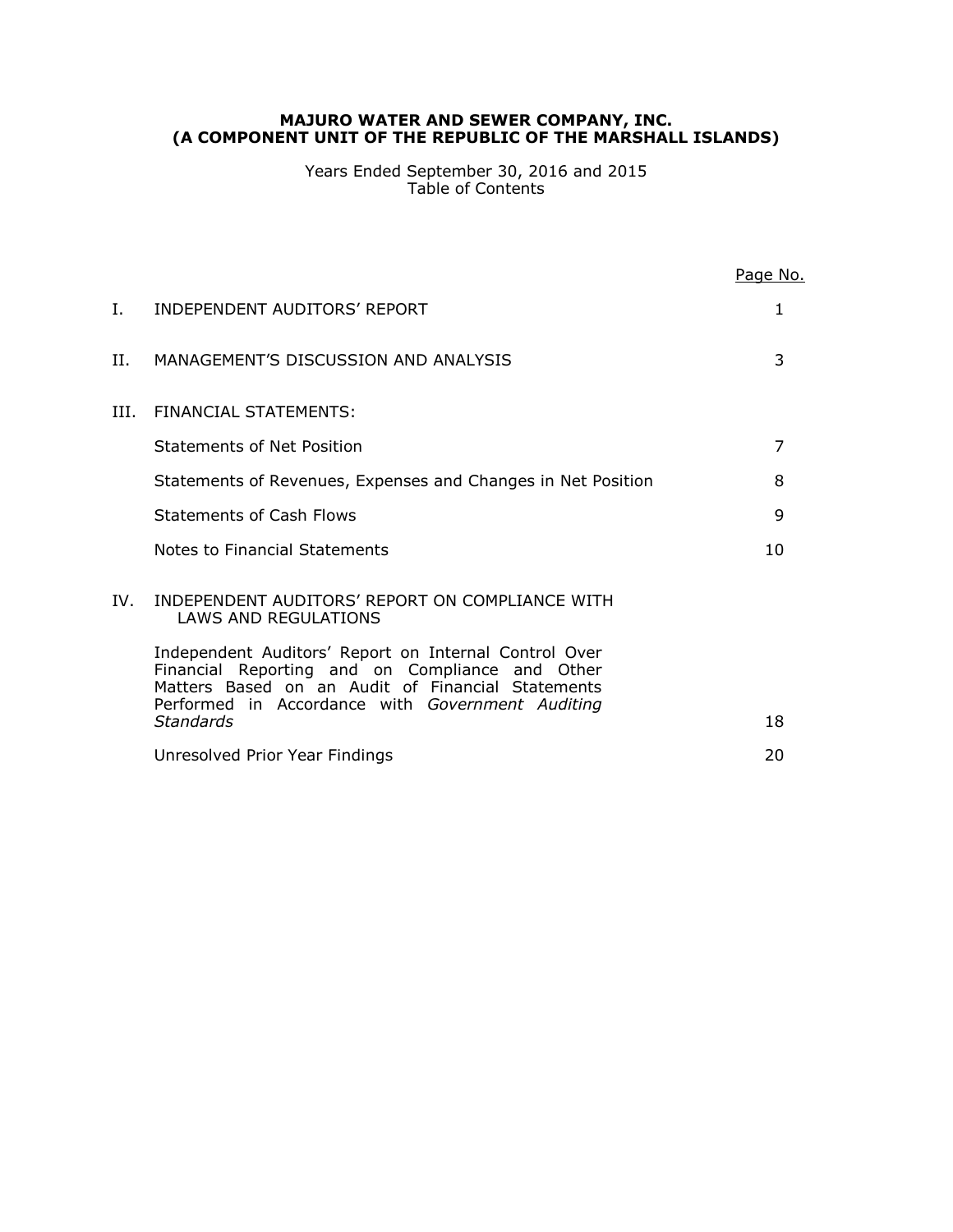**MAJURO WATER AND SEWER COMPANY, INC.**
**(A COMPONENT UNIT OF THE REPUBLIC OF THE MARSHALL ISLANDS)**

Years Ended September 30, 2016 and 2015
Table of Contents

| | | Page No. |
|---|---|---|
| I. | INDEPENDENT AUDITORS' REPORT | 1 |
| II. | MANAGEMENT'S DISCUSSION AND ANALYSIS | 3 |
| III. | FINANCIAL STATEMENTS: | |
| | Statements of Net Position | 7 |
| | Statements of Revenues, Expenses and Changes in Net Position | 8 |
| | Statements of Cash Flows | 9 |
| | Notes to Financial Statements | 10 |
| IV. | INDEPENDENT AUDITORS' REPORT ON COMPLIANCE WITH LAWS AND REGULATIONS | |
| | Independent Auditors' Report on Internal Control Over Financial Reporting and on Compliance and Other Matters Based on an Audit of Financial Statements Performed in Accordance with *Government Auditing Standards* | 18 |
| | Unresolved Prior Year Findings | 20 |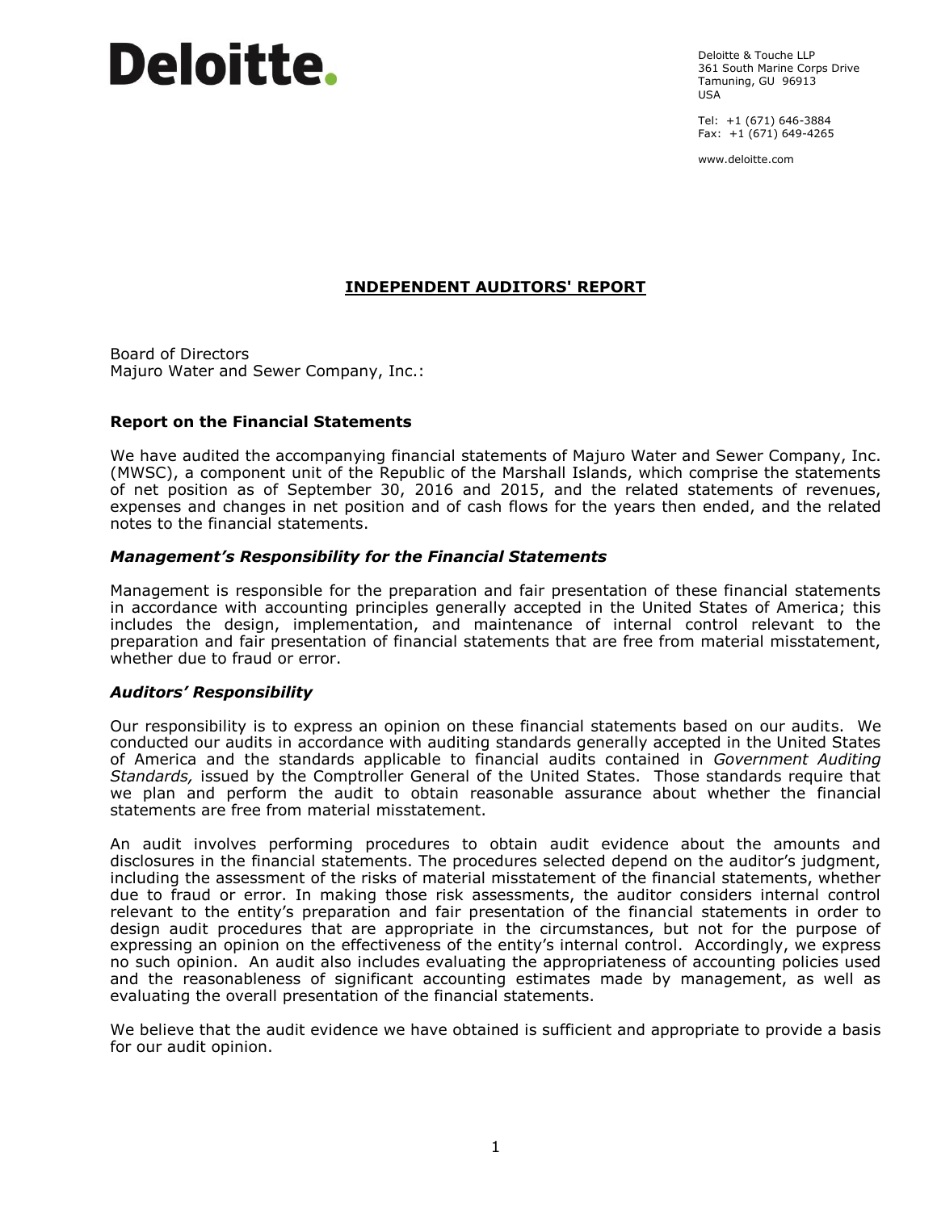Deloitte.

Deloitte & Touche LLP
361 South Marine Corps Drive
Tamuning, GU 96913
USA

Tel: +1 (671) 646-3884
Fax: +1 (671) 649-4265

www.deloitte.com

# INDEPENDENT AUDITORS' REPORT

Board of Directors
Majuro Water and Sewer Company, Inc.:

## Report on the Financial Statements

We have audited the accompanying financial statements of Majuro Water and Sewer Company, Inc. (MWSC), a component unit of the Republic of the Marshall Islands, which comprise the statements of net position as of September 30, 2016 and 2015, and the related statements of revenues, expenses and changes in net position and of cash flows for the years then ended, and the related notes to the financial statements.

### *Management's Responsibility for the Financial Statements*

Management is responsible for the preparation and fair presentation of these financial statements in accordance with accounting principles generally accepted in the United States of America; this includes the design, implementation, and maintenance of internal control relevant to the preparation and fair presentation of financial statements that are free from material misstatement, whether due to fraud or error.

### *Auditors' Responsibility*

Our responsibility is to express an opinion on these financial statements based on our audits. We conducted our audits in accordance with auditing standards generally accepted in the United States of America and the standards applicable to financial audits contained in *Government Auditing Standards,* issued by the Comptroller General of the United States. Those standards require that we plan and perform the audit to obtain reasonable assurance about whether the financial statements are free from material misstatement.

An audit involves performing procedures to obtain audit evidence about the amounts and disclosures in the financial statements. The procedures selected depend on the auditor's judgment, including the assessment of the risks of material misstatement of the financial statements, whether due to fraud or error. In making those risk assessments, the auditor considers internal control relevant to the entity's preparation and fair presentation of the financial statements in order to design audit procedures that are appropriate in the circumstances, but not for the purpose of expressing an opinion on the effectiveness of the entity's internal control. Accordingly, we express no such opinion. An audit also includes evaluating the appropriateness of accounting policies used and the reasonableness of significant accounting estimates made by management, as well as evaluating the overall presentation of the financial statements.

We believe that the audit evidence we have obtained is sufficient and appropriate to provide a basis for our audit opinion.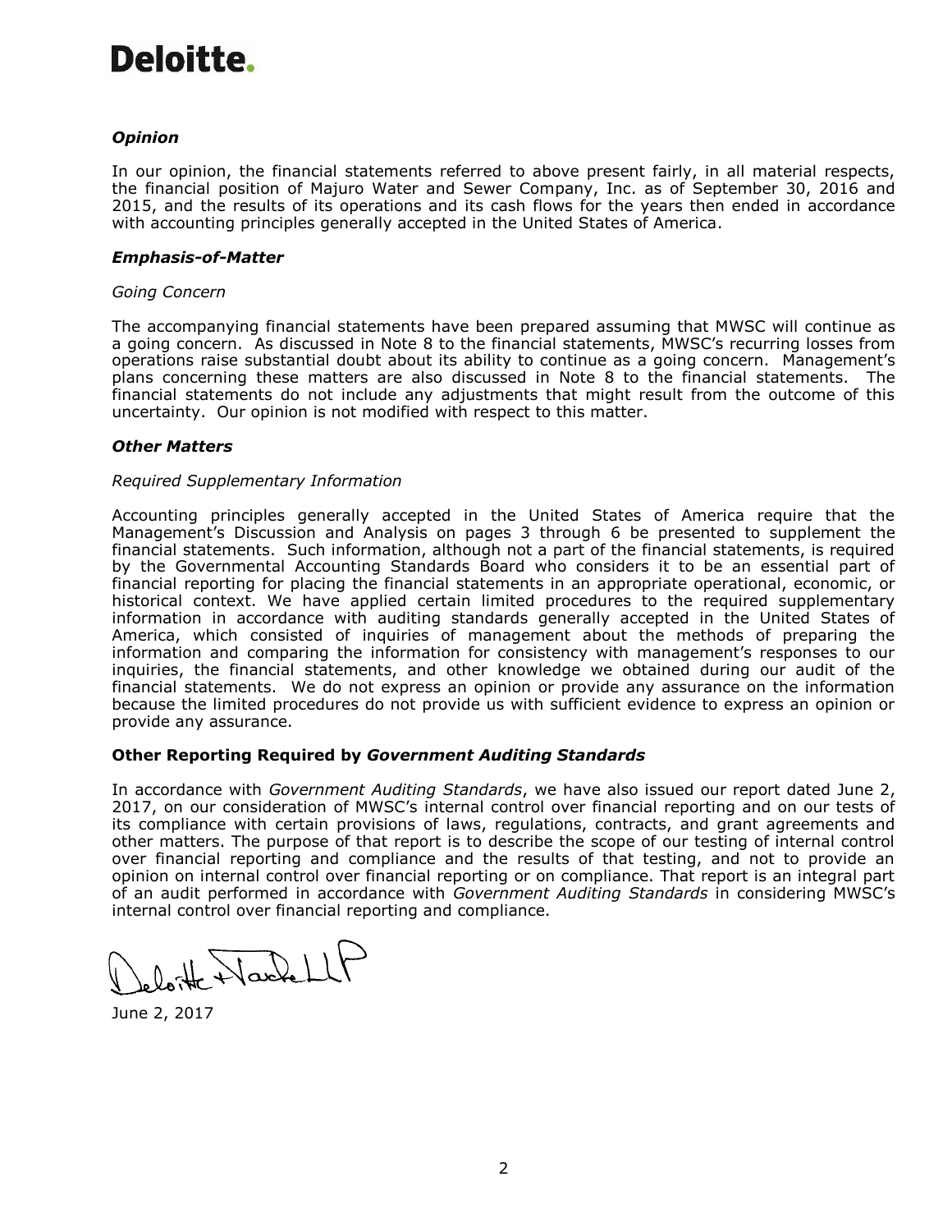# Deloitte.

### *Opinion*

In our opinion, the financial statements referred to above present fairly, in all material respects, the financial position of Majuro Water and Sewer Company, Inc. as of September 30, 2016 and 2015, and the results of its operations and its cash flows for the years then ended in accordance with accounting principles generally accepted in the United States of America.

### *Emphasis-of-Matter*

*Going Concern*

The accompanying financial statements have been prepared assuming that MWSC will continue as a going concern. As discussed in Note 8 to the financial statements, MWSC's recurring losses from operations raise substantial doubt about its ability to continue as a going concern. Management's plans concerning these matters are also discussed in Note 8 to the financial statements. The financial statements do not include any adjustments that might result from the outcome of this uncertainty. Our opinion is not modified with respect to this matter.

### *Other Matters*

*Required Supplementary Information*

Accounting principles generally accepted in the United States of America require that the Management's Discussion and Analysis on pages 3 through 6 be presented to supplement the financial statements. Such information, although not a part of the financial statements, is required by the Governmental Accounting Standards Board who considers it to be an essential part of financial reporting for placing the financial statements in an appropriate operational, economic, or historical context. We have applied certain limited procedures to the required supplementary information in accordance with auditing standards generally accepted in the United States of America, which consisted of inquiries of management about the methods of preparing the information and comparing the information for consistency with management's responses to our inquiries, the financial statements, and other knowledge we obtained during our audit of the financial statements. We do not express an opinion or provide any assurance on the information because the limited procedures do not provide us with sufficient evidence to express an opinion or provide any assurance.

### **Other Reporting Required by *Government Auditing Standards***

In accordance with *Government Auditing Standards*, we have also issued our report dated June 2, 2017, on our consideration of MWSC's internal control over financial reporting and on our tests of its compliance with certain provisions of laws, regulations, contracts, and grant agreements and other matters. The purpose of that report is to describe the scope of our testing of internal control over financial reporting and compliance and the results of that testing, and not to provide an opinion on internal control over financial reporting or on compliance. That report is an integral part of an audit performed in accordance with *Government Auditing Standards* in considering MWSC's internal control over financial reporting and compliance.

Deloitte & Touche LLP

June 2, 2017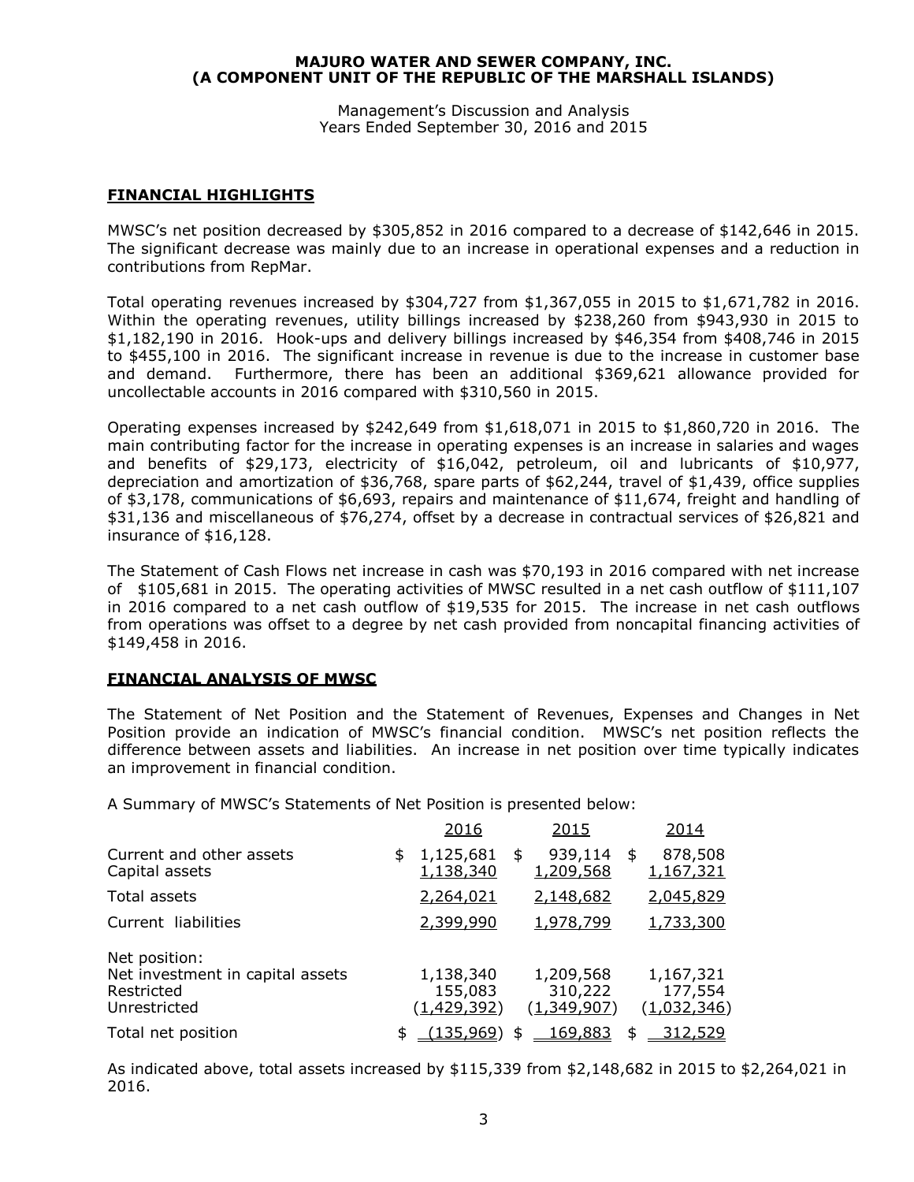**MAJURO WATER AND SEWER COMPANY, INC.**
**(A COMPONENT UNIT OF THE REPUBLIC OF THE MARSHALL ISLANDS)**

Management's Discussion and Analysis
Years Ended September 30, 2016 and 2015

## FINANCIAL HIGHLIGHTS

MWSC's net position decreased by $305,852 in 2016 compared to a decrease of $142,646 in 2015. The significant decrease was mainly due to an increase in operational expenses and a reduction in contributions from RepMar.

Total operating revenues increased by $304,727 from $1,367,055 in 2015 to $1,671,782 in 2016. Within the operating revenues, utility billings increased by $238,260 from $943,930 in 2015 to $1,182,190 in 2016. Hook-ups and delivery billings increased by $46,354 from $408,746 in 2015 to $455,100 in 2016. The significant increase in revenue is due to the increase in customer base and demand. Furthermore, there has been an additional $369,621 allowance provided for uncollectable accounts in 2016 compared with $310,560 in 2015.

Operating expenses increased by $242,649 from $1,618,071 in 2015 to $1,860,720 in 2016. The main contributing factor for the increase in operating expenses is an increase in salaries and wages and benefits of $29,173, electricity of $16,042, petroleum, oil and lubricants of $10,977, depreciation and amortization of $36,768, spare parts of $62,244, travel of $1,439, office supplies of $3,178, communications of $6,693, repairs and maintenance of $11,674, freight and handling of $31,136 and miscellaneous of $76,274, offset by a decrease in contractual services of $26,821 and insurance of $16,128.

The Statement of Cash Flows net increase in cash was $70,193 in 2016 compared with net increase of $105,681 in 2015. The operating activities of MWSC resulted in a net cash outflow of $111,107 in 2016 compared to a net cash outflow of $19,535 for 2015. The increase in net cash outflows from operations was offset to a degree by net cash provided from noncapital financing activities of $149,458 in 2016.

## FINANCIAL ANALYSIS OF MWSC

The Statement of Net Position and the Statement of Revenues, Expenses and Changes in Net Position provide an indication of MWSC's financial condition. MWSC's net position reflects the difference between assets and liabilities. An increase in net position over time typically indicates an improvement in financial condition.

A Summary of MWSC's Statements of Net Position is presented below:

| | 2016 | 2015 | 2014 |
|---|---|---|---|
| Current and other assets | $ 1,125,681 | $ 939,114 | $ 878,508 |
| Capital assets | 1,138,340 | 1,209,568 | 1,167,321 |
| Total assets | 2,264,021 | 2,148,682 | 2,045,829 |
| Current liabilities | 2,399,990 | 1,978,799 | 1,733,300 |
| Net position: | | | |
| Net investment in capital assets | 1,138,340 | 1,209,568 | 1,167,321 |
| Restricted | 155,083 | 310,222 | 177,554 |
| Unrestricted | (1,429,392) | (1,349,907) | (1,032,346) |
| Total net position | $ (135,969) | $ 169,883 | $ 312,529 |

As indicated above, total assets increased by $115,339 from $2,148,682 in 2015 to $2,264,021 in 2016.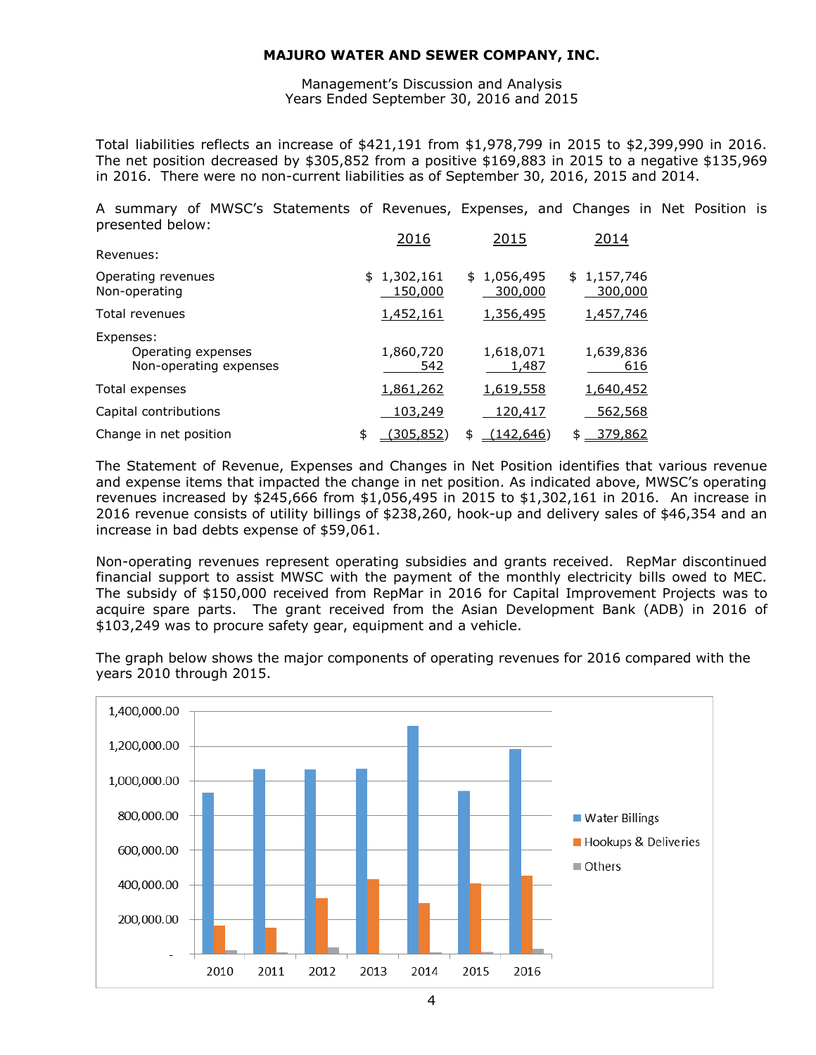Total liabilities reflects an increase of $421,191 from $1,978,799 in 2015 to $2,399,990 in 2016. The net position decreased by $305,852 from a positive $169,883 in 2015 to a negative $135,969 in 2016. There were no non-current liabilities as of September 30, 2016, 2015 and 2014.

A summary of MWSC's Statements of Revenues, Expenses, and Changes in Net Position is presented below:

| | 2016 | 2015 | 2014 |
|---|---|---|---|
| Revenues: | | | |
| Operating revenues | $ 1,302,161 | $ 1,056,495 | $ 1,157,746 |
| Non-operating | 150,000 | 300,000 | 300,000 |
| Total revenues | 1,452,161 | 1,356,495 | 1,457,746 |
| Expenses: | | | |
| Operating expenses | 1,860,720 | 1,618,071 | 1,639,836 |
| Non-operating expenses | 542 | 1,487 | 616 |
| Total expenses | 1,861,262 | 1,619,558 | 1,640,452 |
| Capital contributions | 103,249 | 120,417 | 562,568 |
| Change in net position | $ (305,852) | $ (142,646) | $ 379,862 |

The Statement of Revenue, Expenses and Changes in Net Position identifies that various revenue and expense items that impacted the change in net position. As indicated above, MWSC's operating revenues increased by $245,666 from $1,056,495 in 2015 to $1,302,161 in 2016. An increase in 2016 revenue consists of utility billings of $238,260, hook-up and delivery sales of $46,354 and an increase in bad debts expense of $59,061.

Non-operating revenues represent operating subsidies and grants received. RepMar discontinued financial support to assist MWSC with the payment of the monthly electricity bills owed to MEC. The subsidy of $150,000 received from RepMar in 2016 for Capital Improvement Projects was to acquire spare parts. The grant received from the Asian Development Bank (ADB) in 2016 of $103,249 was to procure safety gear, equipment and a vehicle.

The graph below shows the major components of operating revenues for 2016 compared with the years 2010 through 2015.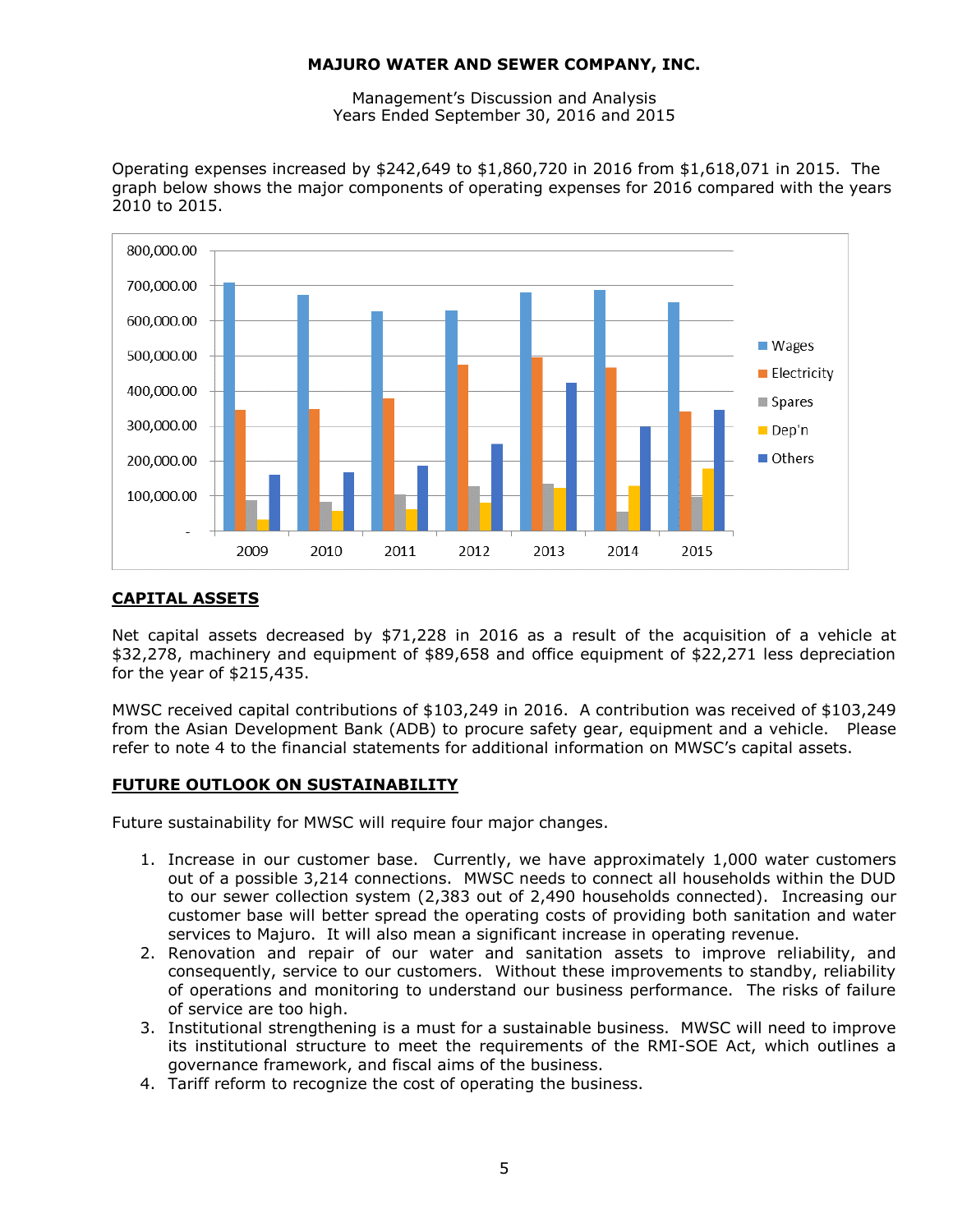Operating expenses increased by $242,649 to $1,860,720 in 2016 from $1,618,071 in 2015. The graph below shows the major components of operating expenses for 2016 compared with the years 2010 to 2015.

## CAPITAL ASSETS

Net capital assets decreased by $71,228 in 2016 as a result of the acquisition of a vehicle at $32,278, machinery and equipment of $89,658 and office equipment of $22,271 less depreciation for the year of $215,435.

MWSC received capital contributions of $103,249 in 2016. A contribution was received of $103,249 from the Asian Development Bank (ADB) to procure safety gear, equipment and a vehicle. Please refer to note 4 to the financial statements for additional information on MWSC's capital assets.

## FUTURE OUTLOOK ON SUSTAINABILITY

Future sustainability for MWSC will require four major changes.

1. Increase in our customer base. Currently, we have approximately 1,000 water customers out of a possible 3,214 connections. MWSC needs to connect all households within the DUD to our sewer collection system (2,383 out of 2,490 households connected). Increasing our customer base will better spread the operating costs of providing both sanitation and water services to Majuro. It will also mean a significant increase in operating revenue.
2. Renovation and repair of our water and sanitation assets to improve reliability, and consequently, service to our customers. Without these improvements to standby, reliability of operations and monitoring to understand our business performance. The risks of failure of service are too high.
3. Institutional strengthening is a must for a sustainable business. MWSC will need to improve its institutional structure to meet the requirements of the RMI-SOE Act, which outlines a governance framework, and fiscal aims of the business.
4. Tariff reform to recognize the cost of operating the business.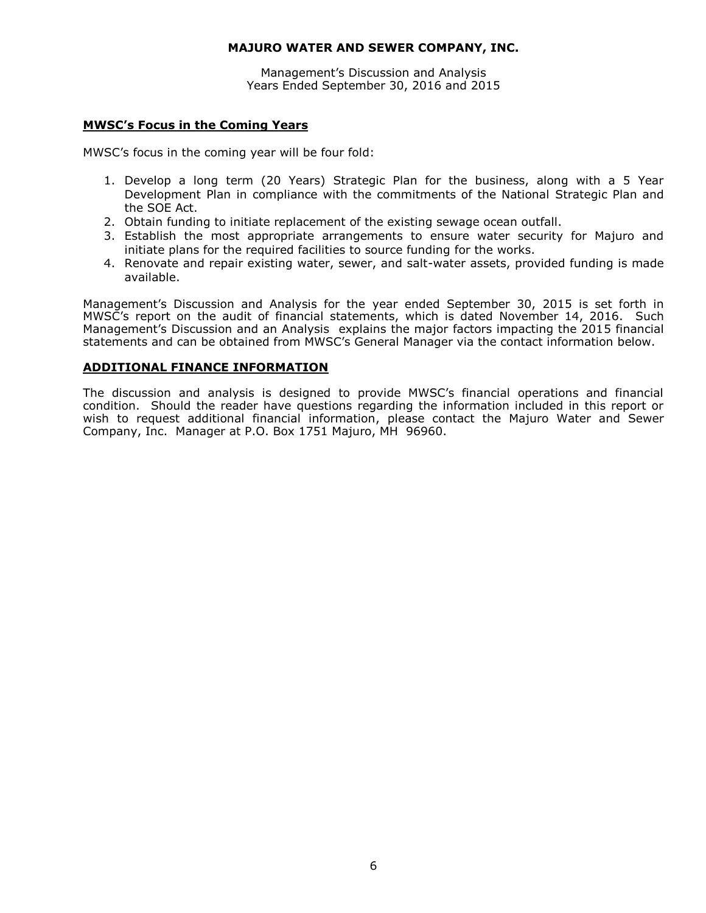## MWSC's Focus in the Coming Years

MWSC's focus in the coming year will be four fold:

1. Develop a long term (20 Years) Strategic Plan for the business, along with a 5 Year Development Plan in compliance with the commitments of the National Strategic Plan and the SOE Act.
2. Obtain funding to initiate replacement of the existing sewage ocean outfall.
3. Establish the most appropriate arrangements to ensure water security for Majuro and initiate plans for the required facilities to source funding for the works.
4. Renovate and repair existing water, sewer, and salt-water assets, provided funding is made available.

Management's Discussion and Analysis for the year ended September 30, 2015 is set forth in MWSC's report on the audit of financial statements, which is dated November 14, 2016. Such Management's Discussion and an Analysis explains the major factors impacting the 2015 financial statements and can be obtained from MWSC's General Manager via the contact information below.

## ADDITIONAL FINANCE INFORMATION

The discussion and analysis is designed to provide MWSC's financial operations and financial condition. Should the reader have questions regarding the information included in this report or wish to request additional financial information, please contact the Majuro Water and Sewer Company, Inc. Manager at P.O. Box 1751 Majuro, MH 96960.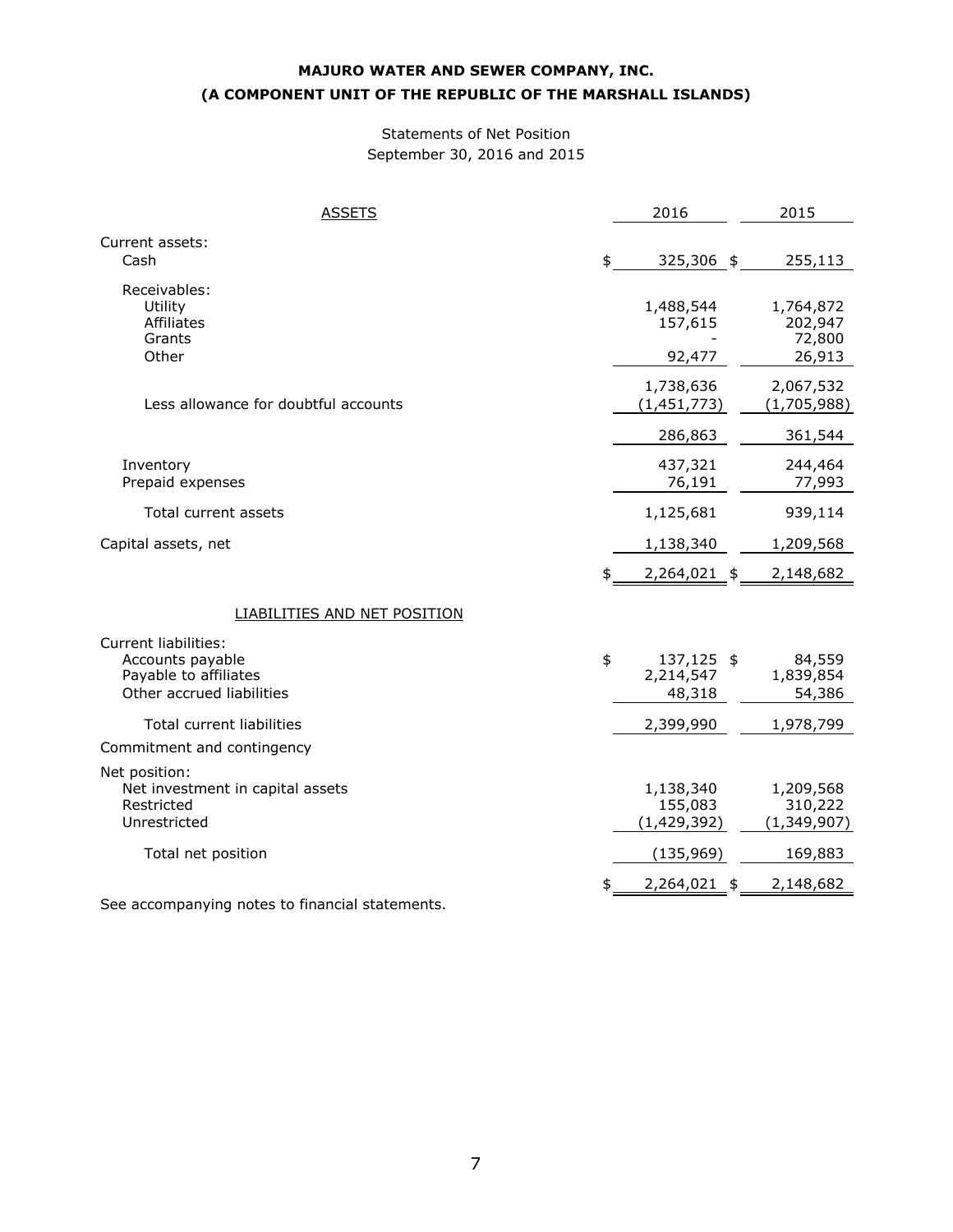**MAJURO WATER AND SEWER COMPANY, INC.**
**(A COMPONENT UNIT OF THE REPUBLIC OF THE MARSHALL ISLANDS)**

Statements of Net Position
September 30, 2016 and 2015

| ASSETS | 2016 | 2015 |
|---|---|---|
| Current assets: | | |
| Cash | $ 325,306 | $ 255,113 |
| Receivables: | | |
| Utility | 1,488,544 | 1,764,872 |
| Affiliates | 157,615 | 202,947 |
| Grants | - | 72,800 |
| Other | 92,477 | 26,913 |
| | 1,738,636 | 2,067,532 |
| Less allowance for doubtful accounts | (1,451,773) | (1,705,988) |
| | 286,863 | 361,544 |
| Inventory | 437,321 | 244,464 |
| Prepaid expenses | 76,191 | 77,993 |
| Total current assets | 1,125,681 | 939,114 |
| Capital assets, net | 1,138,340 | 1,209,568 |
| | $ 2,264,021 | $ 2,148,682 |
| LIABILITIES AND NET POSITION | | |
| Current liabilities: | | |
| Accounts payable | $ 137,125 | $ 84,559 |
| Payable to affiliates | 2,214,547 | 1,839,854 |
| Other accrued liabilities | 48,318 | 54,386 |
| Total current liabilities | 2,399,990 | 1,978,799 |
| Commitment and contingency | | |
| Net position: | | |
| Net investment in capital assets | 1,138,340 | 1,209,568 |
| Restricted | 155,083 | 310,222 |
| Unrestricted | (1,429,392) | (1,349,907) |
| Total net position | (135,969) | 169,883 |
| | $ 2,264,021 | $ 2,148,682 |

See accompanying notes to financial statements.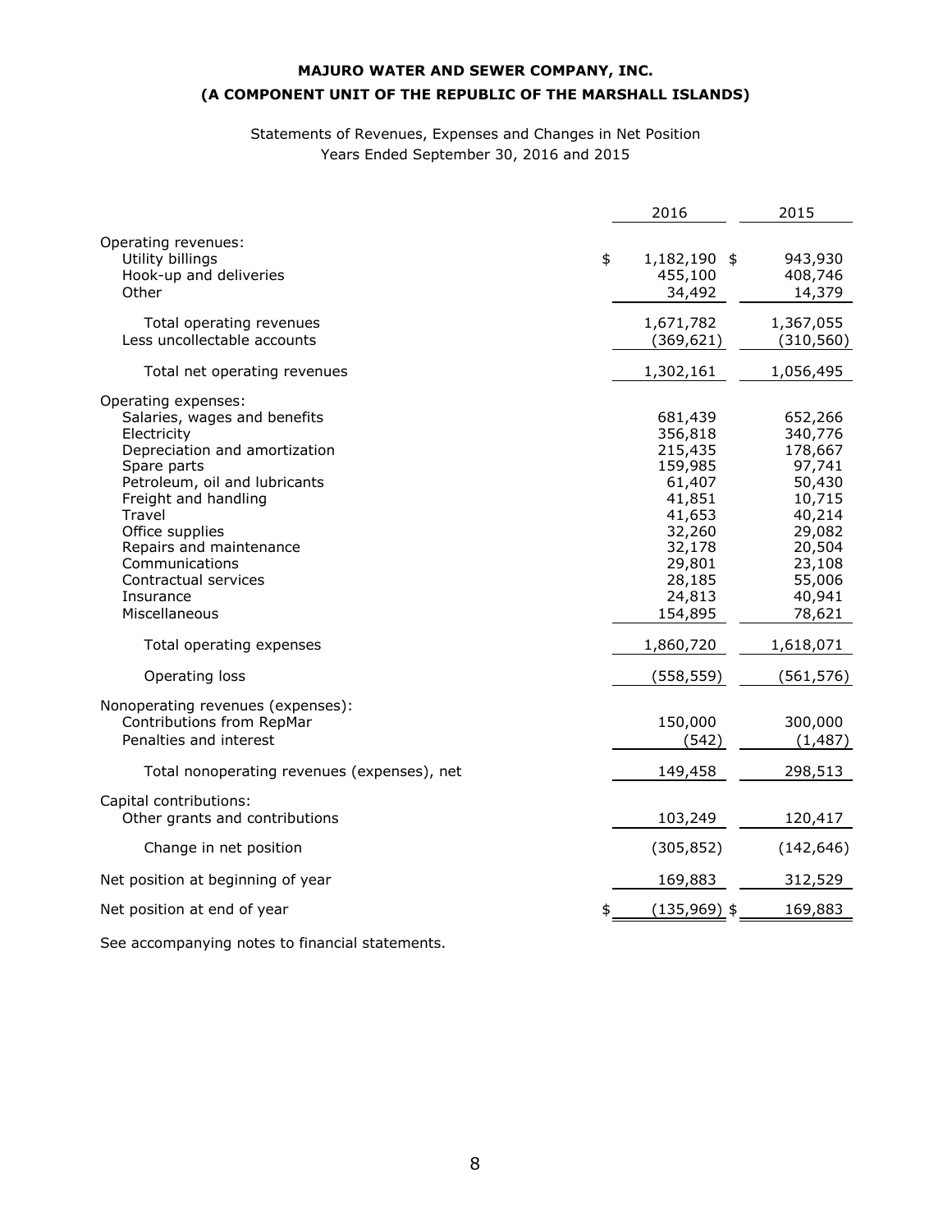**MAJURO WATER AND SEWER COMPANY, INC.**
**(A COMPONENT UNIT OF THE REPUBLIC OF THE MARSHALL ISLANDS)**

Statements of Revenues, Expenses and Changes in Net Position
Years Ended September 30, 2016 and 2015

| | 2016 | 2015 |
|---|---|---|
| Operating revenues: | | |
| Utility billings | $ 1,182,190 | $ 943,930 |
| Hook-up and deliveries | 455,100 | 408,746 |
| Other | 34,492 | 14,379 |
| Total operating revenues | 1,671,782 | 1,367,055 |
| Less uncollectable accounts | (369,621) | (310,560) |
| Total net operating revenues | 1,302,161 | 1,056,495 |
| Operating expenses: | | |
| Salaries, wages and benefits | 681,439 | 652,266 |
| Electricity | 356,818 | 340,776 |
| Depreciation and amortization | 215,435 | 178,667 |
| Spare parts | 159,985 | 97,741 |
| Petroleum, oil and lubricants | 61,407 | 50,430 |
| Freight and handling | 41,851 | 10,715 |
| Travel | 41,653 | 40,214 |
| Office supplies | 32,260 | 29,082 |
| Repairs and maintenance | 32,178 | 20,504 |
| Communications | 29,801 | 23,108 |
| Contractual services | 28,185 | 55,006 |
| Insurance | 24,813 | 40,941 |
| Miscellaneous | 154,895 | 78,621 |
| Total operating expenses | 1,860,720 | 1,618,071 |
| Operating loss | (558,559) | (561,576) |
| Nonoperating revenues (expenses): | | |
| Contributions from RepMar | 150,000 | 300,000 |
| Penalties and interest | (542) | (1,487) |
| Total nonoperating revenues (expenses), net | 149,458 | 298,513 |
| Capital contributions: | | |
| Other grants and contributions | 103,249 | 120,417 |
| Change in net position | (305,852) | (142,646) |
| Net position at beginning of year | 169,883 | 312,529 |
| Net position at end of year | $ (135,969) | $ 169,883 |

See accompanying notes to financial statements.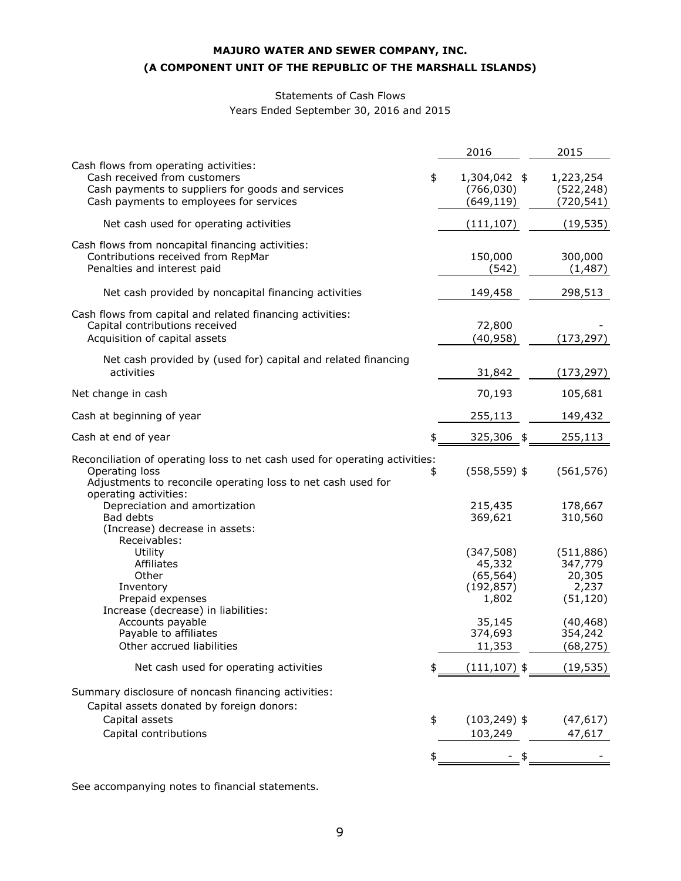**MAJURO WATER AND SEWER COMPANY, INC.**
**(A COMPONENT UNIT OF THE REPUBLIC OF THE MARSHALL ISLANDS)**

Statements of Cash Flows
Years Ended September 30, 2016 and 2015

| | 2016 | 2015 |
|---|---|---|
| Cash flows from operating activities: | | |
| Cash received from customers | $ 1,304,042 | $ 1,223,254 |
| Cash payments to suppliers for goods and services | (766,030) | (522,248) |
| Cash payments to employees for services | (649,119) | (720,541) |
| Net cash used for operating activities | (111,107) | (19,535) |
| Cash flows from noncapital financing activities: | | |
| Contributions received from RepMar | 150,000 | 300,000 |
| Penalties and interest paid | (542) | (1,487) |
| Net cash provided by noncapital financing activities | 149,458 | 298,513 |
| Cash flows from capital and related financing activities: | | |
| Capital contributions received | 72,800 | - |
| Acquisition of capital assets | (40,958) | (173,297) |
| Net cash provided by (used for) capital and related financing activities | 31,842 | (173,297) |
| Net change in cash | 70,193 | 105,681 |
| Cash at beginning of year | 255,113 | 149,432 |
| Cash at end of year | $ 325,306 | $ 255,113 |
| Reconciliation of operating loss to net cash used for operating activities: | | |
| Operating loss | $ (558,559) | $ (561,576) |
| Adjustments to reconcile operating loss to net cash used for operating activities: | | |
| Depreciation and amortization | 215,435 | 178,667 |
| Bad debts | 369,621 | 310,560 |
| (Increase) decrease in assets: | | |
| Receivables: | | |
| Utility | (347,508) | (511,886) |
| Affiliates | 45,332 | 347,779 |
| Other | (65,564) | 20,305 |
| Inventory | (192,857) | 2,237 |
| Prepaid expenses | 1,802 | (51,120) |
| Increase (decrease) in liabilities: | | |
| Accounts payable | 35,145 | (40,468) |
| Payable to affiliates | 374,693 | 354,242 |
| Other accrued liabilities | 11,353 | (68,275) |
| Net cash used for operating activities | $ (111,107) | $ (19,535) |
| Summary disclosure of noncash financing activities: | | |
| Capital assets donated by foreign donors: | | |
| Capital assets | $ (103,249) | $ (47,617) |
| Capital contributions | 103,249 | 47,617 |
| | $ - | $ - |

See accompanying notes to financial statements.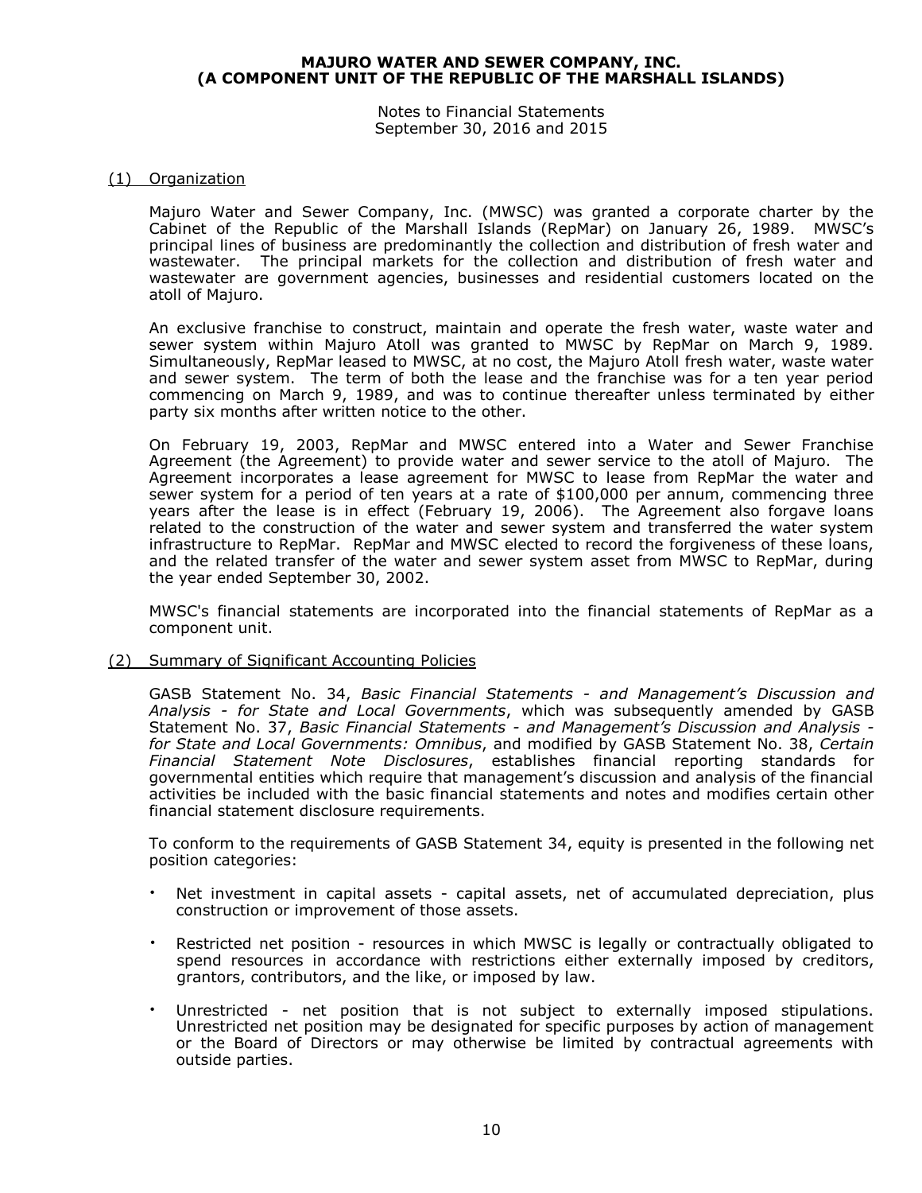# MAJURO WATER AND SEWER COMPANY, INC.
# (A COMPONENT UNIT OF THE REPUBLIC OF THE MARSHALL ISLANDS)

Notes to Financial Statements
September 30, 2016 and 2015

## (1) Organization

Majuro Water and Sewer Company, Inc. (MWSC) was granted a corporate charter by the Cabinet of the Republic of the Marshall Islands (RepMar) on January 26, 1989. MWSC's principal lines of business are predominantly the collection and distribution of fresh water and wastewater. The principal markets for the collection and distribution of fresh water and wastewater are government agencies, businesses and residential customers located on the atoll of Majuro.

An exclusive franchise to construct, maintain and operate the fresh water, waste water and sewer system within Majuro Atoll was granted to MWSC by RepMar on March 9, 1989. Simultaneously, RepMar leased to MWSC, at no cost, the Majuro Atoll fresh water, waste water and sewer system. The term of both the lease and the franchise was for a ten year period commencing on March 9, 1989, and was to continue thereafter unless terminated by either party six months after written notice to the other.

On February 19, 2003, RepMar and MWSC entered into a Water and Sewer Franchise Agreement (the Agreement) to provide water and sewer service to the atoll of Majuro. The Agreement incorporates a lease agreement for MWSC to lease from RepMar the water and sewer system for a period of ten years at a rate of $100,000 per annum, commencing three years after the lease is in effect (February 19, 2006). The Agreement also forgave loans related to the construction of the water and sewer system and transferred the water system infrastructure to RepMar. RepMar and MWSC elected to record the forgiveness of these loans, and the related transfer of the water and sewer system asset from MWSC to RepMar, during the year ended September 30, 2002.

MWSC's financial statements are incorporated into the financial statements of RepMar as a component unit.

## (2) Summary of Significant Accounting Policies

GASB Statement No. 34, *Basic Financial Statements - and Management's Discussion and Analysis - for State and Local Governments*, which was subsequently amended by GASB Statement No. 37, *Basic Financial Statements - and Management's Discussion and Analysis - for State and Local Governments: Omnibus*, and modified by GASB Statement No. 38, *Certain Financial Statement Note Disclosures*, establishes financial reporting standards for governmental entities which require that management's discussion and analysis of the financial activities be included with the basic financial statements and notes and modifies certain other financial statement disclosure requirements.

To conform to the requirements of GASB Statement 34, equity is presented in the following net position categories:

- Net investment in capital assets - capital assets, net of accumulated depreciation, plus construction or improvement of those assets.
- Restricted net position - resources in which MWSC is legally or contractually obligated to spend resources in accordance with restrictions either externally imposed by creditors, grantors, contributors, and the like, or imposed by law.
- Unrestricted - net position that is not subject to externally imposed stipulations. Unrestricted net position may be designated for specific purposes by action of management or the Board of Directors or may otherwise be limited by contractual agreements with outside parties.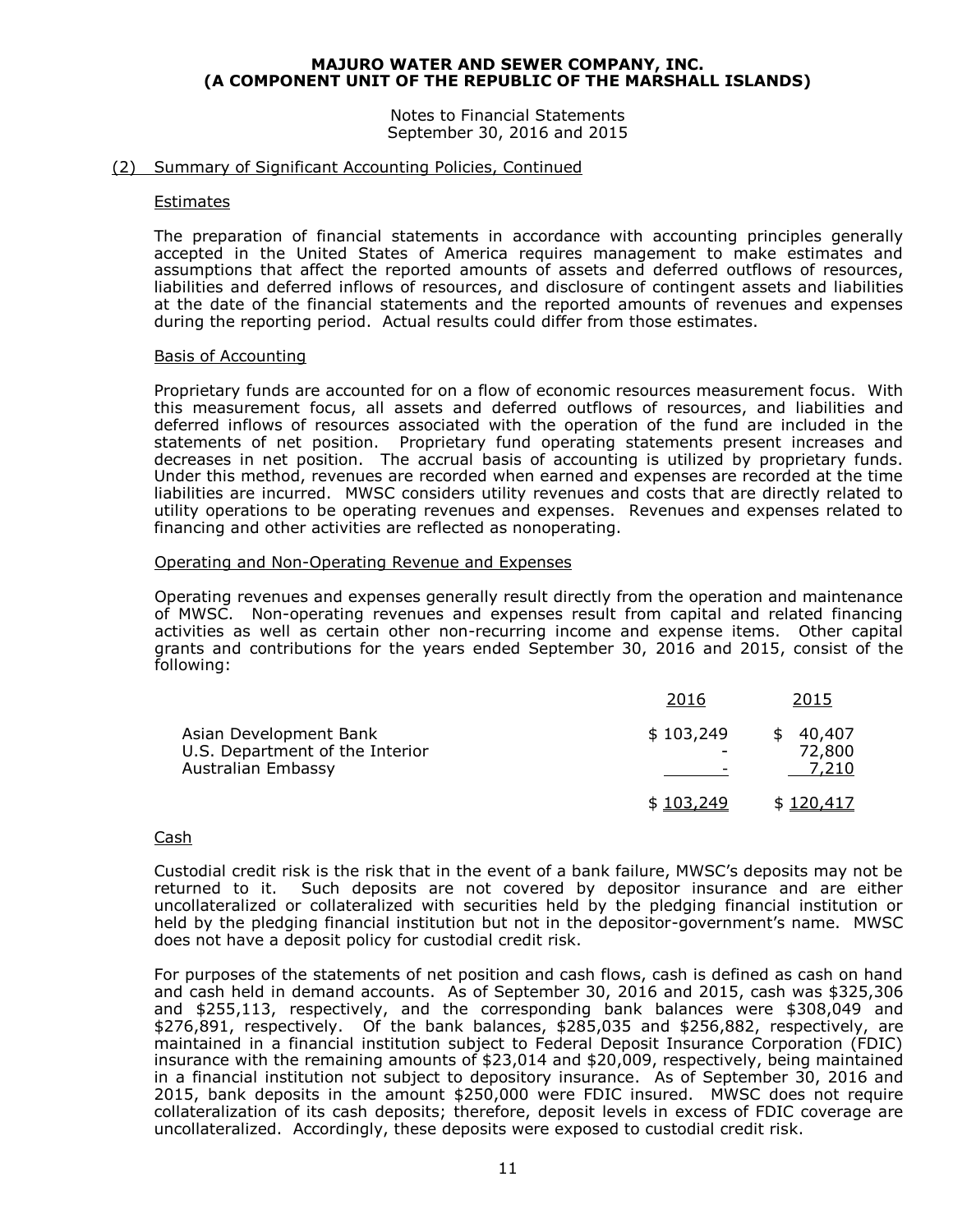## (2) Summary of Significant Accounting Policies, Continued

### Estimates

The preparation of financial statements in accordance with accounting principles generally accepted in the United States of America requires management to make estimates and assumptions that affect the reported amounts of assets and deferred outflows of resources, liabilities and deferred inflows of resources, and disclosure of contingent assets and liabilities at the date of the financial statements and the reported amounts of revenues and expenses during the reporting period. Actual results could differ from those estimates.

### Basis of Accounting

Proprietary funds are accounted for on a flow of economic resources measurement focus. With this measurement focus, all assets and deferred outflows of resources, and liabilities and deferred inflows of resources associated with the operation of the fund are included in the statements of net position. Proprietary fund operating statements present increases and decreases in net position. The accrual basis of accounting is utilized by proprietary funds. Under this method, revenues are recorded when earned and expenses are recorded at the time liabilities are incurred. MWSC considers utility revenues and costs that are directly related to utility operations to be operating revenues and expenses. Revenues and expenses related to financing and other activities are reflected as nonoperating.

### Operating and Non-Operating Revenue and Expenses

Operating revenues and expenses generally result directly from the operation and maintenance of MWSC. Non-operating revenues and expenses result from capital and related financing activities as well as certain other non-recurring income and expense items. Other capital grants and contributions for the years ended September 30, 2016 and 2015, consist of the following:

| | 2016 | 2015 |
|---|---|---|
| Asian Development Bank | $ 103,249 | $ 40,407 |
| U.S. Department of the Interior | - | 72,800 |
| Australian Embassy | - | 7,210 |
| | $ 103,249 | $ 120,417 |

### Cash

Custodial credit risk is the risk that in the event of a bank failure, MWSC's deposits may not be returned to it. Such deposits are not covered by depositor insurance and are either uncollateralized or collateralized with securities held by the pledging financial institution or held by the pledging financial institution but not in the depositor-government's name. MWSC does not have a deposit policy for custodial credit risk.

For purposes of the statements of net position and cash flows, cash is defined as cash on hand and cash held in demand accounts. As of September 30, 2016 and 2015, cash was $325,306 and $255,113, respectively, and the corresponding bank balances were $308,049 and $276,891, respectively. Of the bank balances, $285,035 and $256,882, respectively, are maintained in a financial institution subject to Federal Deposit Insurance Corporation (FDIC) insurance with the remaining amounts of $23,014 and $20,009, respectively, being maintained in a financial institution not subject to depository insurance. As of September 30, 2016 and 2015, bank deposits in the amount $250,000 were FDIC insured. MWSC does not require collateralization of its cash deposits; therefore, deposit levels in excess of FDIC coverage are uncollateralized. Accordingly, these deposits were exposed to custodial credit risk.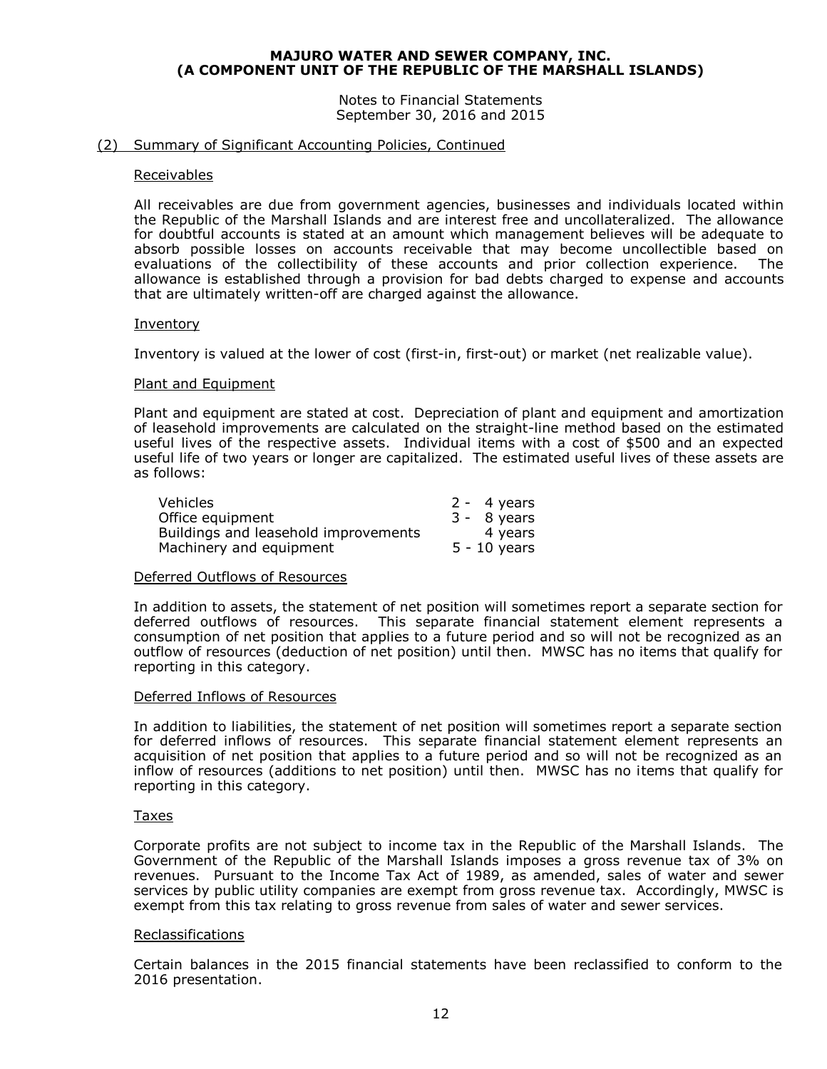## (2) Summary of Significant Accounting Policies, Continued

### Receivables

All receivables are due from government agencies, businesses and individuals located within the Republic of the Marshall Islands and are interest free and uncollateralized. The allowance for doubtful accounts is stated at an amount which management believes will be adequate to absorb possible losses on accounts receivable that may become uncollectible based on evaluations of the collectibility of these accounts and prior collection experience. The allowance is established through a provision for bad debts charged to expense and accounts that are ultimately written-off are charged against the allowance.

### Inventory

Inventory is valued at the lower of cost (first-in, first-out) or market (net realizable value).

### Plant and Equipment

Plant and equipment are stated at cost. Depreciation of plant and equipment and amortization of leasehold improvements are calculated on the straight-line method based on the estimated useful lives of the respective assets. Individual items with a cost of $500 and an expected useful life of two years or longer are capitalized. The estimated useful lives of these assets are as follows:

| | |
|---|---|
| Vehicles | 2 - 4 years |
| Office equipment | 3 - 8 years |
| Buildings and leasehold improvements | 4 years |
| Machinery and equipment | 5 - 10 years |

### Deferred Outflows of Resources

In addition to assets, the statement of net position will sometimes report a separate section for deferred outflows of resources. This separate financial statement element represents a consumption of net position that applies to a future period and so will not be recognized as an outflow of resources (deduction of net position) until then. MWSC has no items that qualify for reporting in this category.

### Deferred Inflows of Resources

In addition to liabilities, the statement of net position will sometimes report a separate section for deferred inflows of resources. This separate financial statement element represents an acquisition of net position that applies to a future period and so will not be recognized as an inflow of resources (additions to net position) until then. MWSC has no items that qualify for reporting in this category.

### Taxes

Corporate profits are not subject to income tax in the Republic of the Marshall Islands. The Government of the Republic of the Marshall Islands imposes a gross revenue tax of 3% on revenues. Pursuant to the Income Tax Act of 1989, as amended, sales of water and sewer services by public utility companies are exempt from gross revenue tax. Accordingly, MWSC is exempt from this tax relating to gross revenue from sales of water and sewer services.

### Reclassifications

Certain balances in the 2015 financial statements have been reclassified to conform to the 2016 presentation.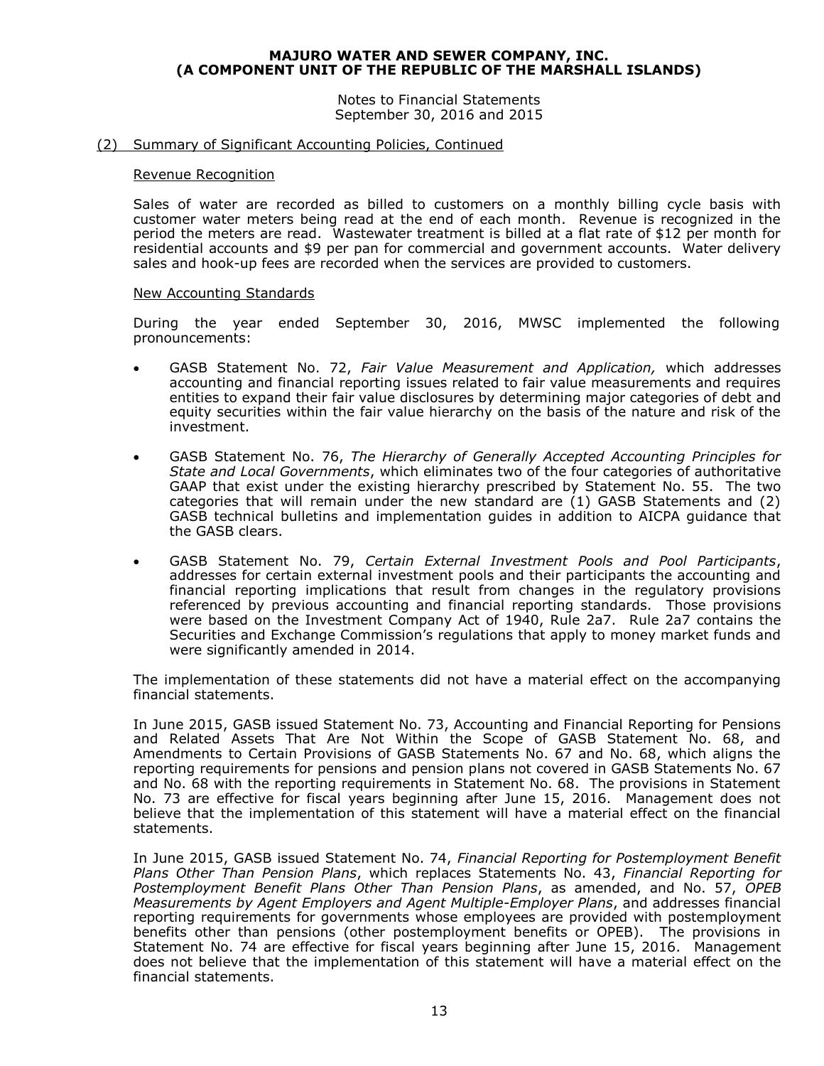### (2) Summary of Significant Accounting Policies, Continued

#### Revenue Recognition

Sales of water are recorded as billed to customers on a monthly billing cycle basis with customer water meters being read at the end of each month. Revenue is recognized in the period the meters are read. Wastewater treatment is billed at a flat rate of $12 per month for residential accounts and $9 per pan for commercial and government accounts. Water delivery sales and hook-up fees are recorded when the services are provided to customers.

#### New Accounting Standards

During the year ended September 30, 2016, MWSC implemented the following pronouncements:

- GASB Statement No. 72, *Fair Value Measurement and Application,* which addresses accounting and financial reporting issues related to fair value measurements and requires entities to expand their fair value disclosures by determining major categories of debt and equity securities within the fair value hierarchy on the basis of the nature and risk of the investment.

- GASB Statement No. 76, *The Hierarchy of Generally Accepted Accounting Principles for State and Local Governments*, which eliminates two of the four categories of authoritative GAAP that exist under the existing hierarchy prescribed by Statement No. 55. The two categories that will remain under the new standard are (1) GASB Statements and (2) GASB technical bulletins and implementation guides in addition to AICPA guidance that the GASB clears.

- GASB Statement No. 79, *Certain External Investment Pools and Pool Participants*, addresses for certain external investment pools and their participants the accounting and financial reporting implications that result from changes in the regulatory provisions referenced by previous accounting and financial reporting standards. Those provisions were based on the Investment Company Act of 1940, Rule 2a7. Rule 2a7 contains the Securities and Exchange Commission's regulations that apply to money market funds and were significantly amended in 2014.

The implementation of these statements did not have a material effect on the accompanying financial statements.

In June 2015, GASB issued Statement No. 73, Accounting and Financial Reporting for Pensions and Related Assets That Are Not Within the Scope of GASB Statement No. 68, and Amendments to Certain Provisions of GASB Statements No. 67 and No. 68, which aligns the reporting requirements for pensions and pension plans not covered in GASB Statements No. 67 and No. 68 with the reporting requirements in Statement No. 68. The provisions in Statement No. 73 are effective for fiscal years beginning after June 15, 2016. Management does not believe that the implementation of this statement will have a material effect on the financial statements.

In June 2015, GASB issued Statement No. 74, *Financial Reporting for Postemployment Benefit Plans Other Than Pension Plans*, which replaces Statements No. 43, *Financial Reporting for Postemployment Benefit Plans Other Than Pension Plans*, as amended, and No. 57, *OPEB Measurements by Agent Employers and Agent Multiple-Employer Plans*, and addresses financial reporting requirements for governments whose employees are provided with postemployment benefits other than pensions (other postemployment benefits or OPEB). The provisions in Statement No. 74 are effective for fiscal years beginning after June 15, 2016. Management does not believe that the implementation of this statement will have a material effect on the financial statements.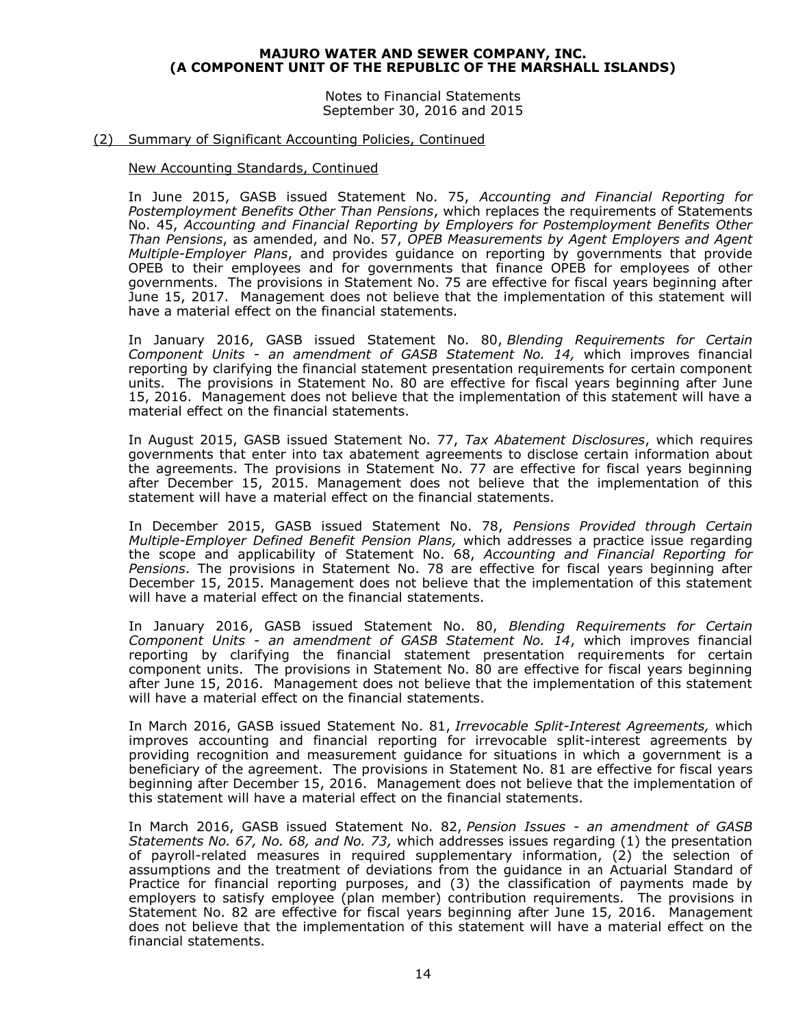(2) Summary of Significant Accounting Policies, Continued

New Accounting Standards, Continued

In June 2015, GASB issued Statement No. 75, *Accounting and Financial Reporting for Postemployment Benefits Other Than Pensions*, which replaces the requirements of Statements No. 45, *Accounting and Financial Reporting by Employers for Postemployment Benefits Other Than Pensions*, as amended, and No. 57, *OPEB Measurements by Agent Employers and Agent Multiple-Employer Plans*, and provides guidance on reporting by governments that provide OPEB to their employees and for governments that finance OPEB for employees of other governments. The provisions in Statement No. 75 are effective for fiscal years beginning after June 15, 2017. Management does not believe that the implementation of this statement will have a material effect on the financial statements.

In January 2016, GASB issued Statement No. 80, *Blending Requirements for Certain Component Units - an amendment of GASB Statement No. 14,* which improves financial reporting by clarifying the financial statement presentation requirements for certain component units. The provisions in Statement No. 80 are effective for fiscal years beginning after June 15, 2016. Management does not believe that the implementation of this statement will have a material effect on the financial statements.

In August 2015, GASB issued Statement No. 77, *Tax Abatement Disclosures*, which requires governments that enter into tax abatement agreements to disclose certain information about the agreements. The provisions in Statement No. 77 are effective for fiscal years beginning after December 15, 2015. Management does not believe that the implementation of this statement will have a material effect on the financial statements.

In December 2015, GASB issued Statement No. 78, *Pensions Provided through Certain Multiple-Employer Defined Benefit Pension Plans,* which addresses a practice issue regarding the scope and applicability of Statement No. 68, *Accounting and Financial Reporting for Pensions*. The provisions in Statement No. 78 are effective for fiscal years beginning after December 15, 2015. Management does not believe that the implementation of this statement will have a material effect on the financial statements.

In January 2016, GASB issued Statement No. 80, *Blending Requirements for Certain Component Units - an amendment of GASB Statement No. 14*, which improves financial reporting by clarifying the financial statement presentation requirements for certain component units. The provisions in Statement No. 80 are effective for fiscal years beginning after June 15, 2016. Management does not believe that the implementation of this statement will have a material effect on the financial statements.

In March 2016, GASB issued Statement No. 81, *Irrevocable Split-Interest Agreements,* which improves accounting and financial reporting for irrevocable split-interest agreements by providing recognition and measurement guidance for situations in which a government is a beneficiary of the agreement. The provisions in Statement No. 81 are effective for fiscal years beginning after December 15, 2016. Management does not believe that the implementation of this statement will have a material effect on the financial statements.

In March 2016, GASB issued Statement No. 82, *Pension Issues - an amendment of GASB Statements No. 67, No. 68, and No. 73,* which addresses issues regarding (1) the presentation of payroll-related measures in required supplementary information, (2) the selection of assumptions and the treatment of deviations from the guidance in an Actuarial Standard of Practice for financial reporting purposes, and (3) the classification of payments made by employers to satisfy employee (plan member) contribution requirements. The provisions in Statement No. 82 are effective for fiscal years beginning after June 15, 2016. Management does not believe that the implementation of this statement will have a material effect on the financial statements.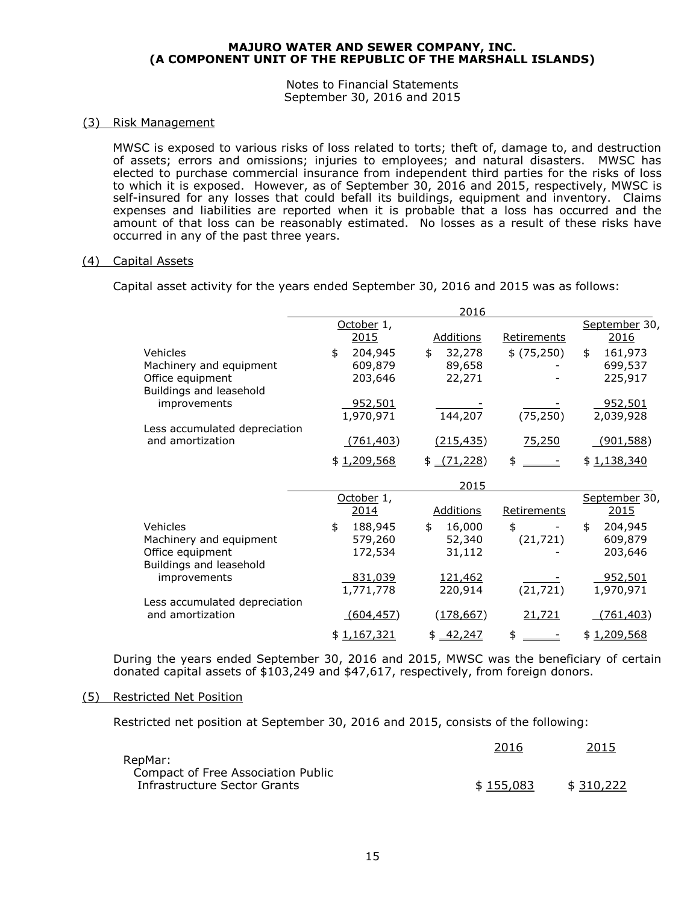# MAJURO WATER AND SEWER COMPANY, INC.
# (A COMPONENT UNIT OF THE REPUBLIC OF THE MARSHALL ISLANDS)

Notes to Financial Statements
September 30, 2016 and 2015

## (3) Risk Management

MWSC is exposed to various risks of loss related to torts; theft of, damage to, and destruction of assets; errors and omissions; injuries to employees; and natural disasters. MWSC has elected to purchase commercial insurance from independent third parties for the risks of loss to which it is exposed. However, as of September 30, 2016 and 2015, respectively, MWSC is self-insured for any losses that could befall its buildings, equipment and inventory. Claims expenses and liabilities are reported when it is probable that a loss has occurred and the amount of that loss can be reasonably estimated. No losses as a result of these risks have occurred in any of the past three years.

## (4) Capital Assets

Capital asset activity for the years ended September 30, 2016 and 2015 was as follows:

| | 2016 | | | |
|---|---|---|---|---|
| | October 1, 2015 | Additions | Retirements | September 30, 2016 |
| Vehicles | $ 204,945 | $ 32,278 | $ (75,250) | $ 161,973 |
| Machinery and equipment | 609,879 | 89,658 | - | 699,537 |
| Office equipment | 203,646 | 22,271 | - | 225,917 |
| Buildings and leasehold improvements | 952,501 | - | - | 952,501 |
| | 1,970,971 | 144,207 | (75,250) | 2,039,928 |
| Less accumulated depreciation and amortization | (761,403) | (215,435) | 75,250 | (901,588) |
| | $ 1,209,568 | $ (71,228) | $ - | $ 1,138,340 |

| | 2015 | | | |
|---|---|---|---|---|
| | October 1, 2014 | Additions | Retirements | September 30, 2015 |
| Vehicles | $ 188,945 | $ 16,000 | $ - | $ 204,945 |
| Machinery and equipment | 579,260 | 52,340 | (21,721) | 609,879 |
| Office equipment | 172,534 | 31,112 | - | 203,646 |
| Buildings and leasehold improvements | 831,039 | 121,462 | - | 952,501 |
| | 1,771,778 | 220,914 | (21,721) | 1,970,971 |
| Less accumulated depreciation and amortization | (604,457) | (178,667) | 21,721 | (761,403) |
| | $ 1,167,321 | $ 42,247 | $ - | $ 1,209,568 |

During the years ended September 30, 2016 and 2015, MWSC was the beneficiary of certain donated capital assets of $103,249 and $47,617, respectively, from foreign donors.

## (5) Restricted Net Position

Restricted net position at September 30, 2016 and 2015, consists of the following:

| | 2016 | 2015 |
|---|---|---|
| RepMar: | | |
| Compact of Free Association Public Infrastructure Sector Grants | $ 155,083 | $ 310,222 |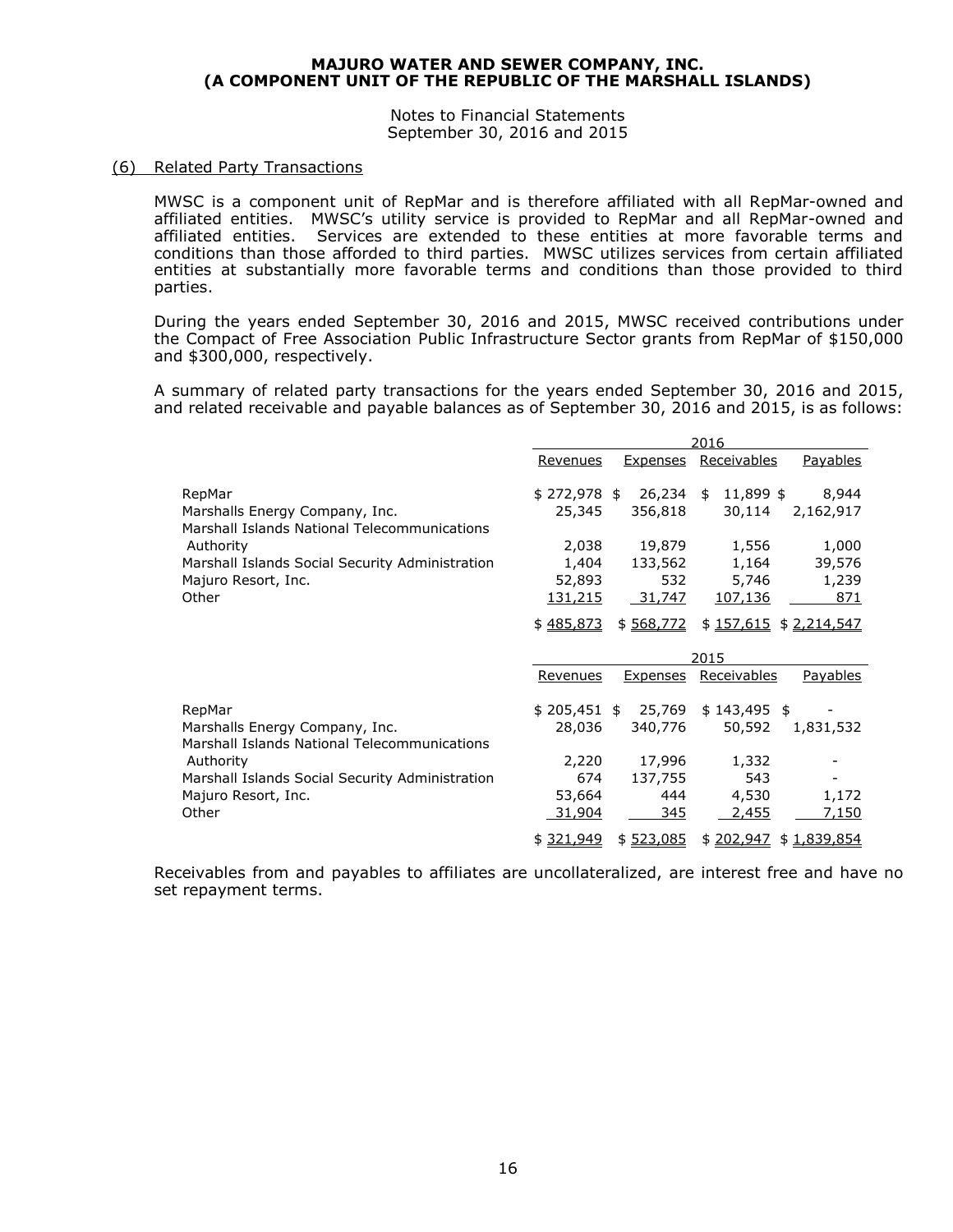MAJURO WATER AND SEWER COMPANY, INC.
(A COMPONENT UNIT OF THE REPUBLIC OF THE MARSHALL ISLANDS)

Notes to Financial Statements
September 30, 2016 and 2015

## (6) Related Party Transactions

MWSC is a component unit of RepMar and is therefore affiliated with all RepMar-owned and affiliated entities. MWSC's utility service is provided to RepMar and all RepMar-owned and affiliated entities. Services are extended to these entities at more favorable terms and conditions than those afforded to third parties. MWSC utilizes services from certain affiliated entities at substantially more favorable terms and conditions than those provided to third parties.

During the years ended September 30, 2016 and 2015, MWSC received contributions under the Compact of Free Association Public Infrastructure Sector grants from RepMar of $150,000 and $300,000, respectively.

A summary of related party transactions for the years ended September 30, 2016 and 2015, and related receivable and payable balances as of September 30, 2016 and 2015, is as follows:

| | 2016 | | | |
|---|---|---|---|---|
| | Revenues | Expenses | Receivables | Payables |
| RepMar | $ 272,978 | $ 26,234 | $ 11,899 | $ 8,944 |
| Marshalls Energy Company, Inc. | 25,345 | 356,818 | 30,114 | 2,162,917 |
| Marshall Islands National Telecommunications Authority | 2,038 | 19,879 | 1,556 | 1,000 |
| Marshall Islands Social Security Administration | 1,404 | 133,562 | 1,164 | 39,576 |
| Majuro Resort, Inc. | 52,893 | 532 | 5,746 | 1,239 |
| Other | 131,215 | 31,747 | 107,136 | 871 |
| | $ 485,873 | $ 568,772 | $ 157,615 | $ 2,214,547 |

| | 2015 | | | |
|---|---|---|---|---|
| | Revenues | Expenses | Receivables | Payables |
| RepMar | $ 205,451 | $ 25,769 | $ 143,495 | $ - |
| Marshalls Energy Company, Inc. | 28,036 | 340,776 | 50,592 | 1,831,532 |
| Marshall Islands National Telecommunications Authority | 2,220 | 17,996 | 1,332 | - |
| Marshall Islands Social Security Administration | 674 | 137,755 | 543 | - |
| Majuro Resort, Inc. | 53,664 | 444 | 4,530 | 1,172 |
| Other | 31,904 | 345 | 2,455 | 7,150 |
| | $ 321,949 | $ 523,085 | $ 202,947 | $ 1,839,854 |

Receivables from and payables to affiliates are uncollateralized, are interest free and have no set repayment terms.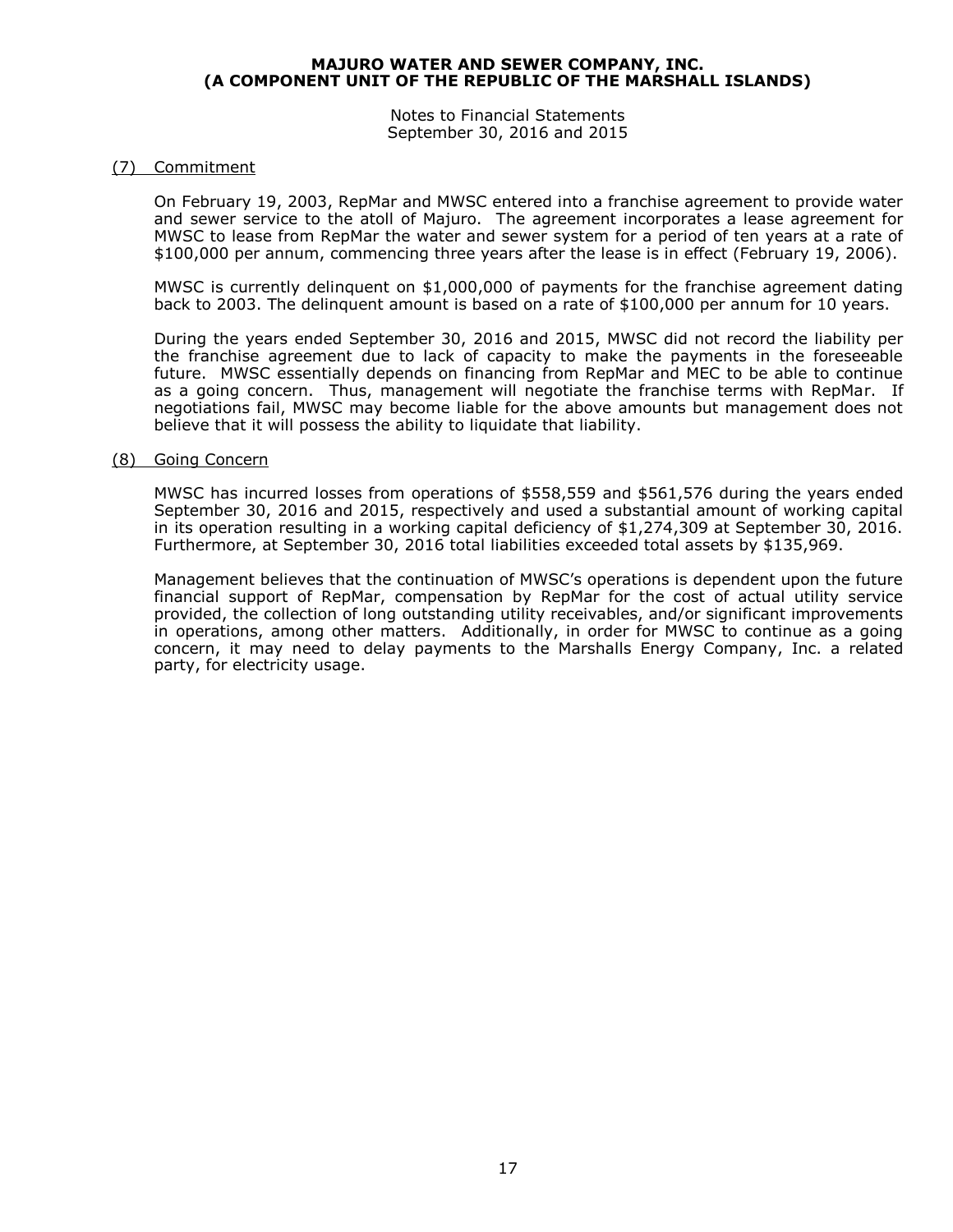**MAJURO WATER AND SEWER COMPANY, INC.**
**(A COMPONENT UNIT OF THE REPUBLIC OF THE MARSHALL ISLANDS)**

Notes to Financial Statements
September 30, 2016 and 2015

## (7) Commitment

On February 19, 2003, RepMar and MWSC entered into a franchise agreement to provide water and sewer service to the atoll of Majuro. The agreement incorporates a lease agreement for MWSC to lease from RepMar the water and sewer system for a period of ten years at a rate of $100,000 per annum, commencing three years after the lease is in effect (February 19, 2006).

MWSC is currently delinquent on $1,000,000 of payments for the franchise agreement dating back to 2003. The delinquent amount is based on a rate of $100,000 per annum for 10 years.

During the years ended September 30, 2016 and 2015, MWSC did not record the liability per the franchise agreement due to lack of capacity to make the payments in the foreseeable future. MWSC essentially depends on financing from RepMar and MEC to be able to continue as a going concern. Thus, management will negotiate the franchise terms with RepMar. If negotiations fail, MWSC may become liable for the above amounts but management does not believe that it will possess the ability to liquidate that liability.

## (8) Going Concern

MWSC has incurred losses from operations of $558,559 and $561,576 during the years ended September 30, 2016 and 2015, respectively and used a substantial amount of working capital in its operation resulting in a working capital deficiency of $1,274,309 at September 30, 2016. Furthermore, at September 30, 2016 total liabilities exceeded total assets by $135,969.

Management believes that the continuation of MWSC's operations is dependent upon the future financial support of RepMar, compensation by RepMar for the cost of actual utility service provided, the collection of long outstanding utility receivables, and/or significant improvements in operations, among other matters. Additionally, in order for MWSC to continue as a going concern, it may need to delay payments to the Marshalls Energy Company, Inc. a related party, for electricity usage.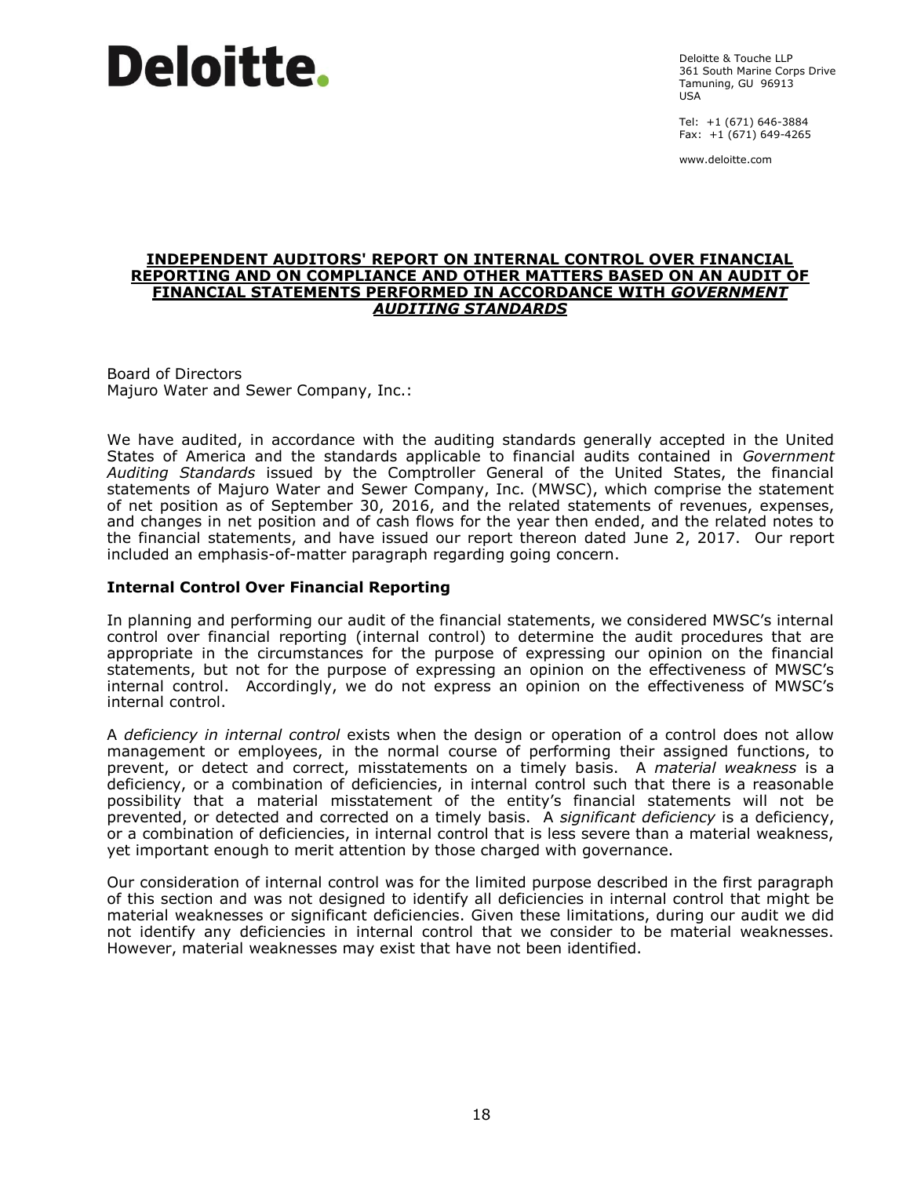Deloitte.

Deloitte & Touche LLP
361 South Marine Corps Drive
Tamuning, GU 96913
USA

Tel: +1 (671) 646-3884
Fax: +1 (671) 649-4265

www.deloitte.com

# INDEPENDENT AUDITORS' REPORT ON INTERNAL CONTROL OVER FINANCIAL REPORTING AND ON COMPLIANCE AND OTHER MATTERS BASED ON AN AUDIT OF FINANCIAL STATEMENTS PERFORMED IN ACCORDANCE WITH *GOVERNMENT AUDITING STANDARDS*

Board of Directors
Majuro Water and Sewer Company, Inc.:

We have audited, in accordance with the auditing standards generally accepted in the United States of America and the standards applicable to financial audits contained in *Government Auditing Standards* issued by the Comptroller General of the United States, the financial statements of Majuro Water and Sewer Company, Inc. (MWSC), which comprise the statement of net position as of September 30, 2016, and the related statements of revenues, expenses, and changes in net position and of cash flows for the year then ended, and the related notes to the financial statements, and have issued our report thereon dated June 2, 2017. Our report included an emphasis-of-matter paragraph regarding going concern.

## Internal Control Over Financial Reporting

In planning and performing our audit of the financial statements, we considered MWSC's internal control over financial reporting (internal control) to determine the audit procedures that are appropriate in the circumstances for the purpose of expressing our opinion on the financial statements, but not for the purpose of expressing an opinion on the effectiveness of MWSC's internal control. Accordingly, we do not express an opinion on the effectiveness of MWSC's internal control.

A *deficiency in internal control* exists when the design or operation of a control does not allow management or employees, in the normal course of performing their assigned functions, to prevent, or detect and correct, misstatements on a timely basis. A *material weakness* is a deficiency, or a combination of deficiencies, in internal control such that there is a reasonable possibility that a material misstatement of the entity's financial statements will not be prevented, or detected and corrected on a timely basis. A *significant deficiency* is a deficiency, or a combination of deficiencies, in internal control that is less severe than a material weakness, yet important enough to merit attention by those charged with governance.

Our consideration of internal control was for the limited purpose described in the first paragraph of this section and was not designed to identify all deficiencies in internal control that might be material weaknesses or significant deficiencies. Given these limitations, during our audit we did not identify any deficiencies in internal control that we consider to be material weaknesses. However, material weaknesses may exist that have not been identified.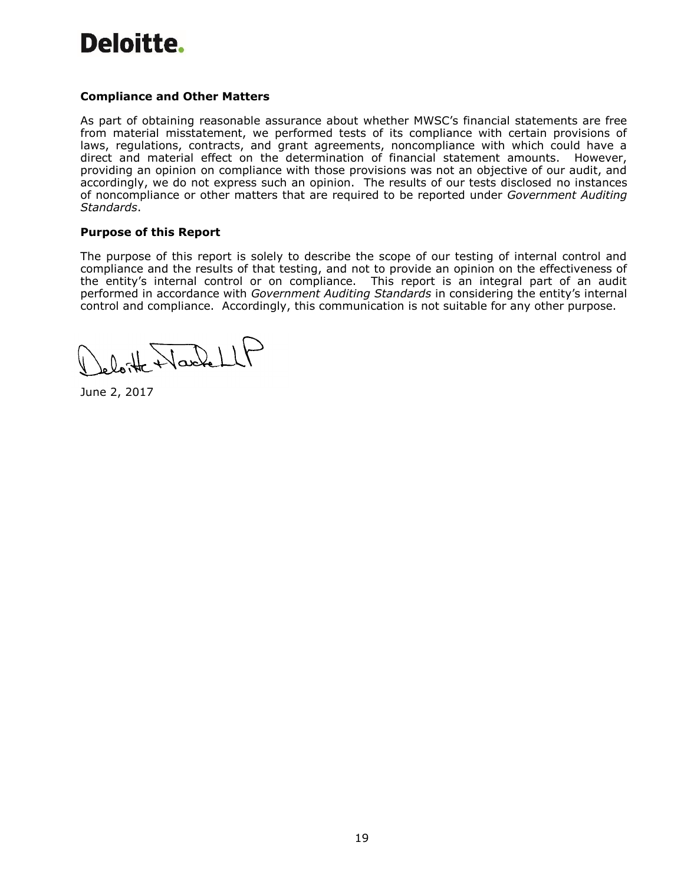Deloitte.

### Compliance and Other Matters

As part of obtaining reasonable assurance about whether MWSC's financial statements are free from material misstatement, we performed tests of its compliance with certain provisions of laws, regulations, contracts, and grant agreements, noncompliance with which could have a direct and material effect on the determination of financial statement amounts. However, providing an opinion on compliance with those provisions was not an objective of our audit, and accordingly, we do not express such an opinion. The results of our tests disclosed no instances of noncompliance or other matters that are required to be reported under *Government Auditing Standards*.

### Purpose of this Report

The purpose of this report is solely to describe the scope of our testing of internal control and compliance and the results of that testing, and not to provide an opinion on the effectiveness of the entity's internal control or on compliance. This report is an integral part of an audit performed in accordance with *Government Auditing Standards* in considering the entity's internal control and compliance. Accordingly, this communication is not suitable for any other purpose.

Deloitte & Touche LLP

June 2, 2017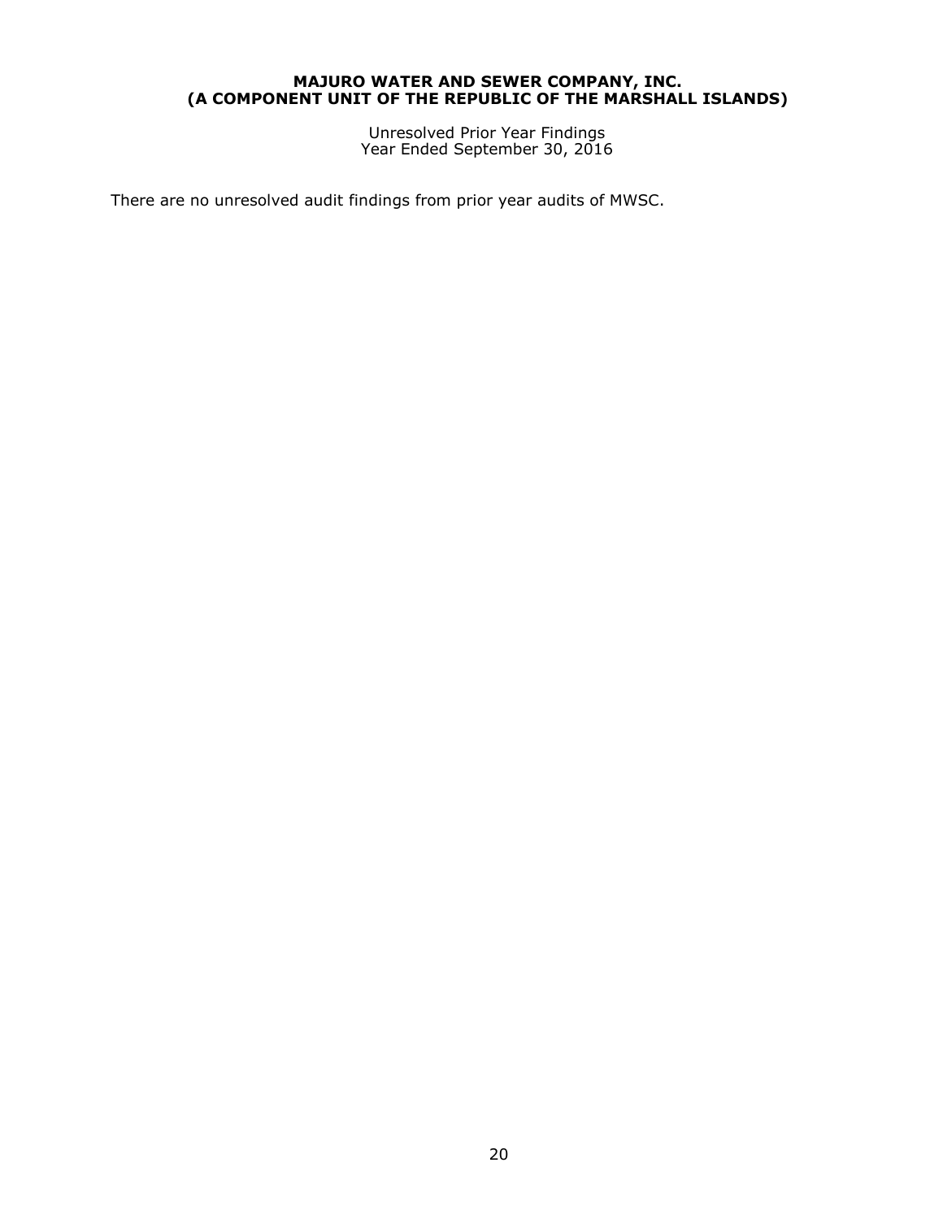**MAJURO WATER AND SEWER COMPANY, INC.**
**(A COMPONENT UNIT OF THE REPUBLIC OF THE MARSHALL ISLANDS)**

Unresolved Prior Year Findings
Year Ended September 30, 2016

There are no unresolved audit findings from prior year audits of MWSC.